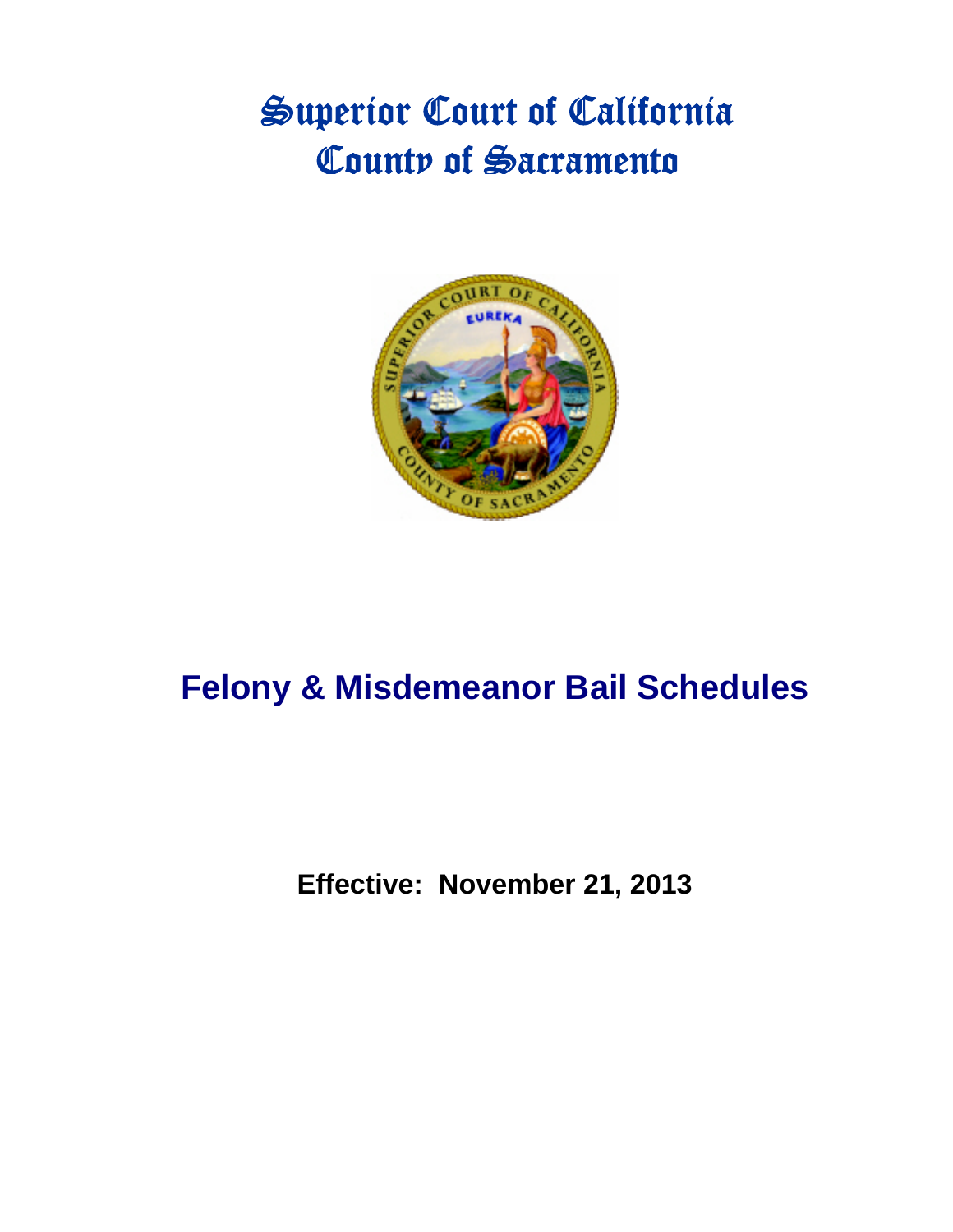# Superior Court of California
# County of Sacramento

## Felony & Misdemeanor Bail Schedules

**Effective: November 21, 2013**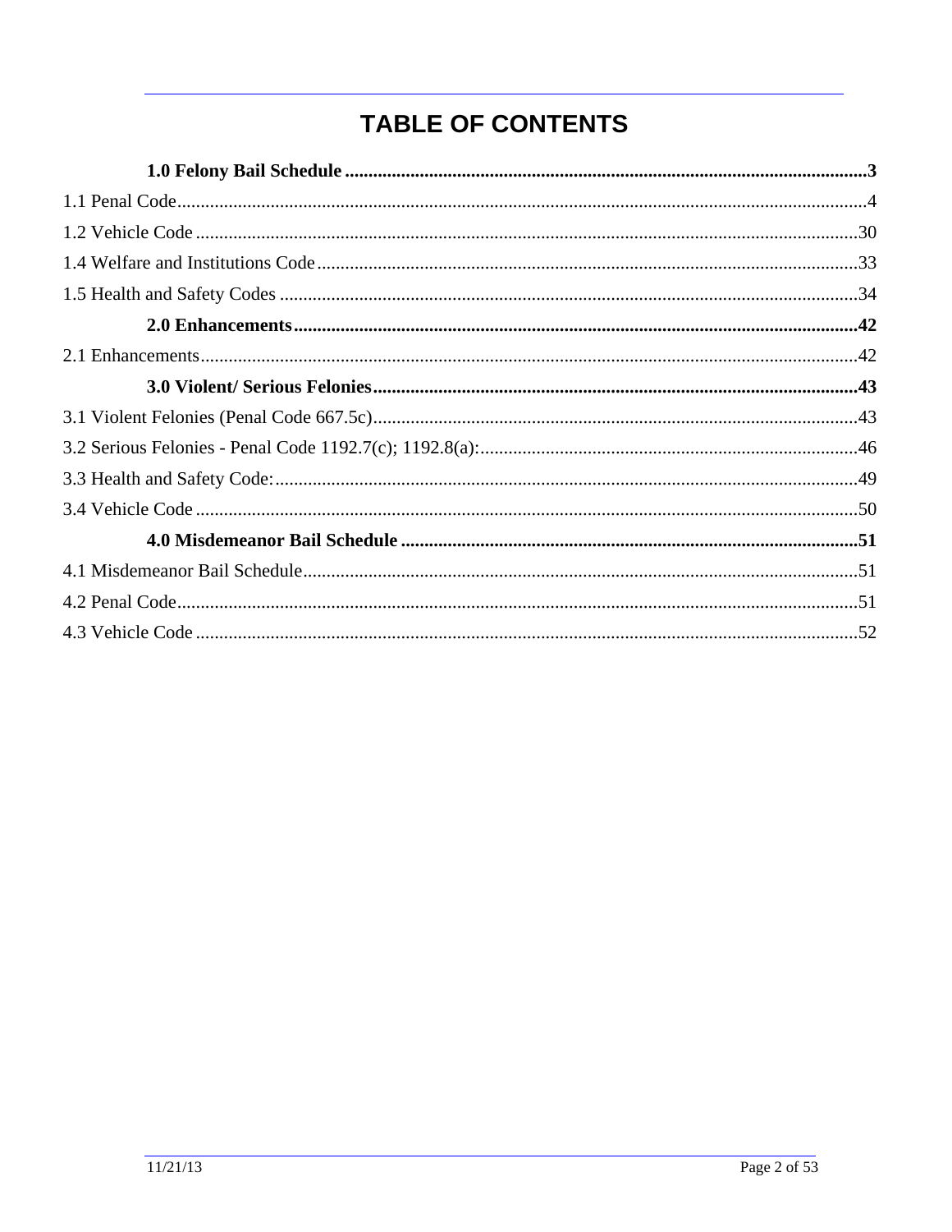# TABLE OF CONTENTS

**1.0 Felony Bail Schedule** ............................................................. **3**

1.1 Penal Code ............................................................. 4

1.2 Vehicle Code ............................................................. 30

1.4 Welfare and Institutions Code ............................................................. 33

1.5 Health and Safety Codes ............................................................. 34

**2.0 Enhancements** ............................................................. **42**

2.1 Enhancements ............................................................. 42

**3.0 Violent/ Serious Felonies** ............................................................. **43**

3.1 Violent Felonies (Penal Code 667.5c) ............................................................. 43

3.2 Serious Felonies - Penal Code 1192.7(c); 1192.8(a): ............................................................. 46

3.3 Health and Safety Code: ............................................................. 49

3.4 Vehicle Code ............................................................. 50

**4.0 Misdemeanor Bail Schedule** ............................................................. **51**

4.1 Misdemeanor Bail Schedule ............................................................. 51

4.2 Penal Code ............................................................. 51

4.3 Vehicle Code ............................................................. 52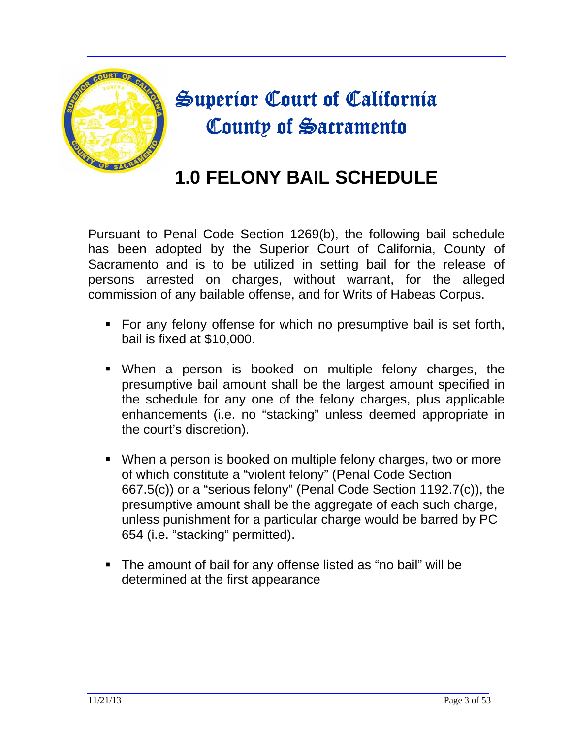# Superior Court of California County of Sacramento

## 1.0 FELONY BAIL SCHEDULE

Pursuant to Penal Code Section 1269(b), the following bail schedule has been adopted by the Superior Court of California, County of Sacramento and is to be utilized in setting bail for the release of persons arrested on charges, without warrant, for the alleged commission of any bailable offense, and for Writs of Habeas Corpus.

- For any felony offense for which no presumptive bail is set forth, bail is fixed at $10,000.
- When a person is booked on multiple felony charges, the presumptive bail amount shall be the largest amount specified in the schedule for any one of the felony charges, plus applicable enhancements (i.e. no "stacking" unless deemed appropriate in the court's discretion).
- When a person is booked on multiple felony charges, two or more of which constitute a "violent felony" (Penal Code Section 667.5(c)) or a "serious felony" (Penal Code Section 1192.7(c)), the presumptive amount shall be the aggregate of each such charge, unless punishment for a particular charge would be barred by PC 654 (i.e. "stacking" permitted).
- The amount of bail for any offense listed as "no bail" will be determined at the first appearance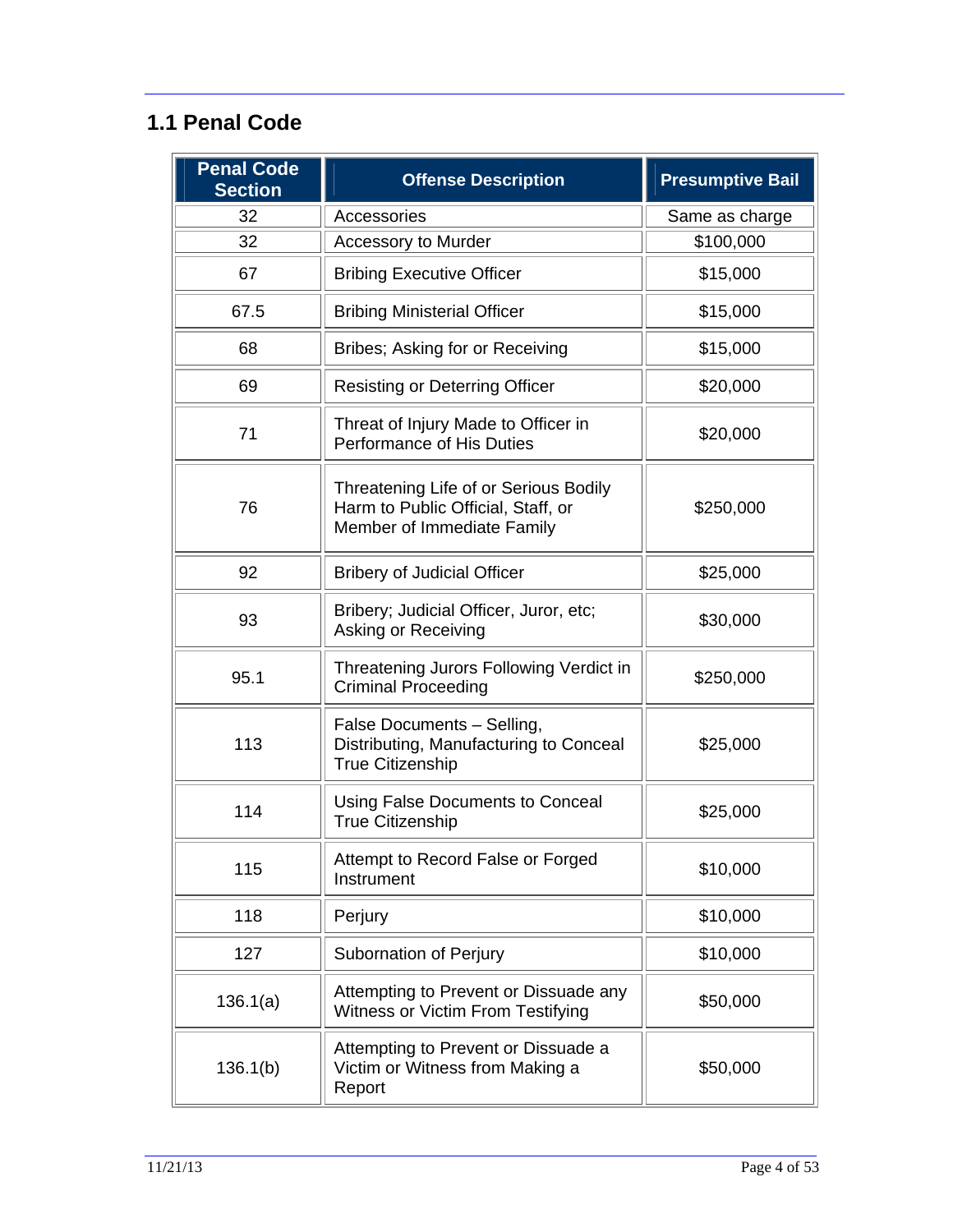## 1.1 Penal Code

| Penal Code Section | Offense Description | Presumptive Bail |
|---|---|---|
| 32 | Accessories | Same as charge |
| 32 | Accessory to Murder | $100,000 |
| 67 | Bribing Executive Officer | $15,000 |
| 67.5 | Bribing Ministerial Officer | $15,000 |
| 68 | Bribes; Asking for or Receiving | $15,000 |
| 69 | Resisting or Deterring Officer | $20,000 |
| 71 | Threat of Injury Made to Officer in Performance of His Duties | $20,000 |
| 76 | Threatening Life of or Serious Bodily Harm to Public Official, Staff, or Member of Immediate Family | $250,000 |
| 92 | Bribery of Judicial Officer | $25,000 |
| 93 | Bribery; Judicial Officer, Juror, etc; Asking or Receiving | $30,000 |
| 95.1 | Threatening Jurors Following Verdict in Criminal Proceeding | $250,000 |
| 113 | False Documents – Selling, Distributing, Manufacturing to Conceal True Citizenship | $25,000 |
| 114 | Using False Documents to Conceal True Citizenship | $25,000 |
| 115 | Attempt to Record False or Forged Instrument | $10,000 |
| 118 | Perjury | $10,000 |
| 127 | Subornation of Perjury | $10,000 |
| 136.1(a) | Attempting to Prevent or Dissuade any Witness or Victim From Testifying | $50,000 |
| 136.1(b) | Attempting to Prevent or Dissuade a Victim or Witness from Making a Report | $50,000 |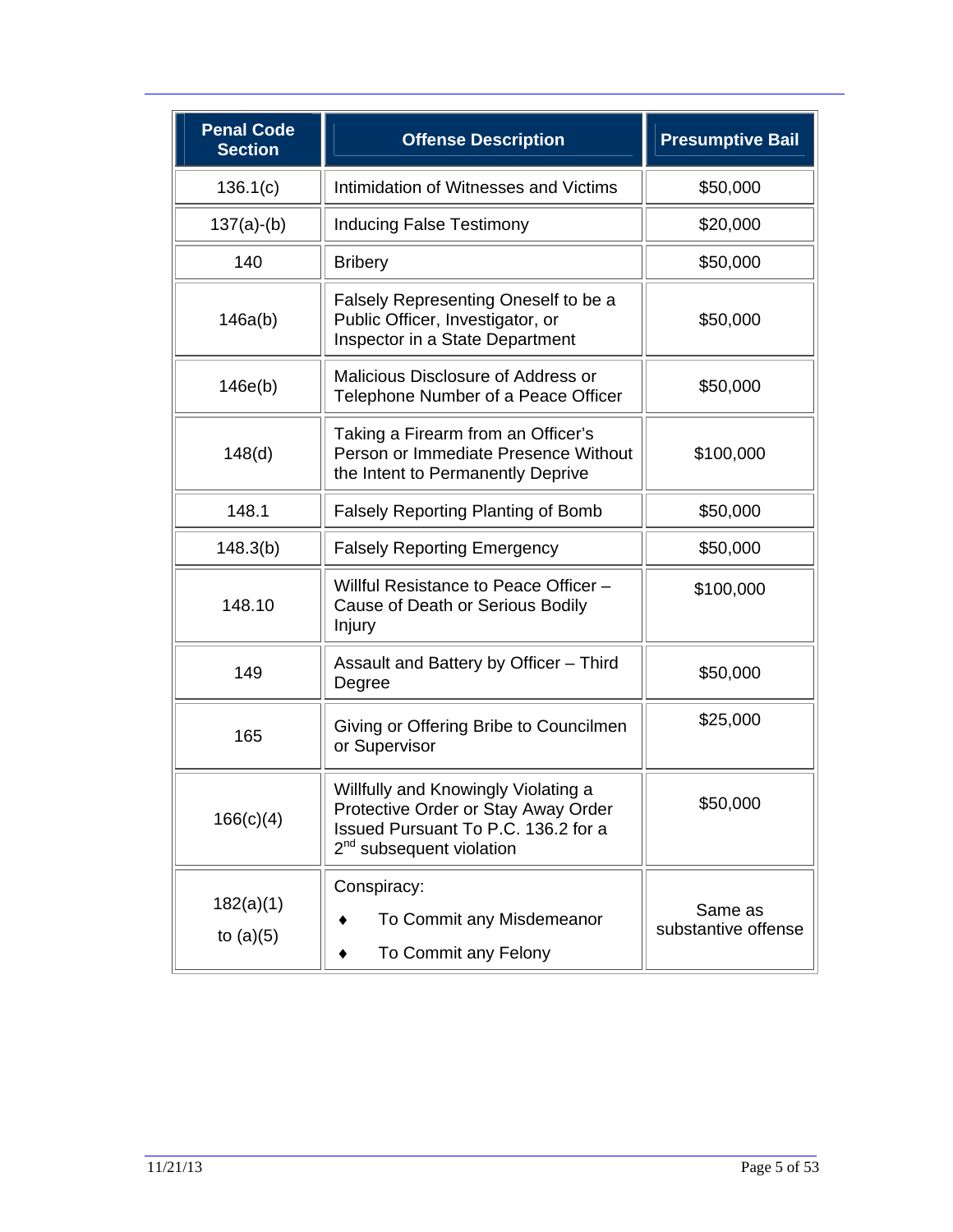| Penal Code Section | Offense Description | Presumptive Bail |
|---|---|---|
| 136.1(c) | Intimidation of Witnesses and Victims | $50,000 |
| 137(a)-(b) | Inducing False Testimony | $20,000 |
| 140 | Bribery | $50,000 |
| 146a(b) | Falsely Representing Oneself to be a Public Officer, Investigator, or Inspector in a State Department | $50,000 |
| 146e(b) | Malicious Disclosure of Address or Telephone Number of a Peace Officer | $50,000 |
| 148(d) | Taking a Firearm from an Officer's Person or Immediate Presence Without the Intent to Permanently Deprive | $100,000 |
| 148.1 | Falsely Reporting Planting of Bomb | $50,000 |
| 148.3(b) | Falsely Reporting Emergency | $50,000 |
| 148.10 | Willful Resistance to Peace Officer – Cause of Death or Serious Bodily Injury | $100,000 |
| 149 | Assault and Battery by Officer – Third Degree | $50,000 |
| 165 | Giving or Offering Bribe to Councilmen or Supervisor | $25,000 |
| 166(c)(4) | Willfully and Knowingly Violating a Protective Order or Stay Away Order Issued Pursuant To P.C. 136.2 for a 2nd subsequent violation | $50,000 |
| 182(a)(1) to (a)(5) | Conspiracy: <br>♦ To Commit any Misdemeanor <br>♦ To Commit any Felony | Same as substantive offense |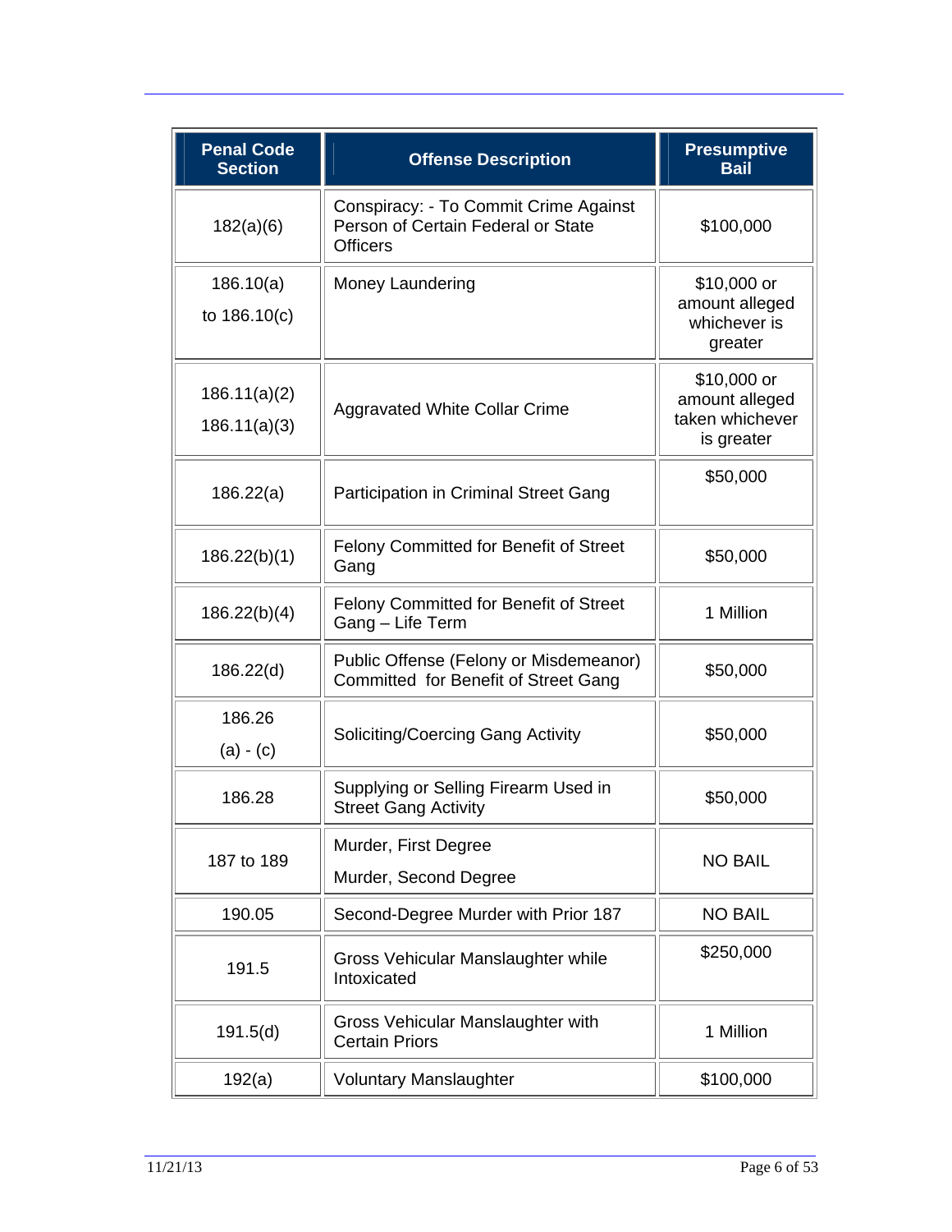| Penal Code Section | Offense Description | Presumptive Bail |
|---|---|---|
| 182(a)(6) | Conspiracy: - To Commit Crime Against Person of Certain Federal or State Officers | $100,000 |
| 186.10(a) to 186.10(c) | Money Laundering | $10,000 or amount alleged whichever is greater |
| 186.11(a)(2) 186.11(a)(3) | Aggravated White Collar Crime | $10,000 or amount alleged taken whichever is greater |
| 186.22(a) | Participation in Criminal Street Gang | $50,000 |
| 186.22(b)(1) | Felony Committed for Benefit of Street Gang | $50,000 |
| 186.22(b)(4) | Felony Committed for Benefit of Street Gang – Life Term | 1 Million |
| 186.22(d) | Public Offense (Felony or Misdemeanor) Committed for Benefit of Street Gang | $50,000 |
| 186.26 (a) - (c) | Soliciting/Coercing Gang Activity | $50,000 |
| 186.28 | Supplying or Selling Firearm Used in Street Gang Activity | $50,000 |
| 187 to 189 | Murder, First Degree<br>Murder, Second Degree | NO BAIL |
| 190.05 | Second-Degree Murder with Prior 187 | NO BAIL |
| 191.5 | Gross Vehicular Manslaughter while Intoxicated | $250,000 |
| 191.5(d) | Gross Vehicular Manslaughter with Certain Priors | 1 Million |
| 192(a) | Voluntary Manslaughter | $100,000 |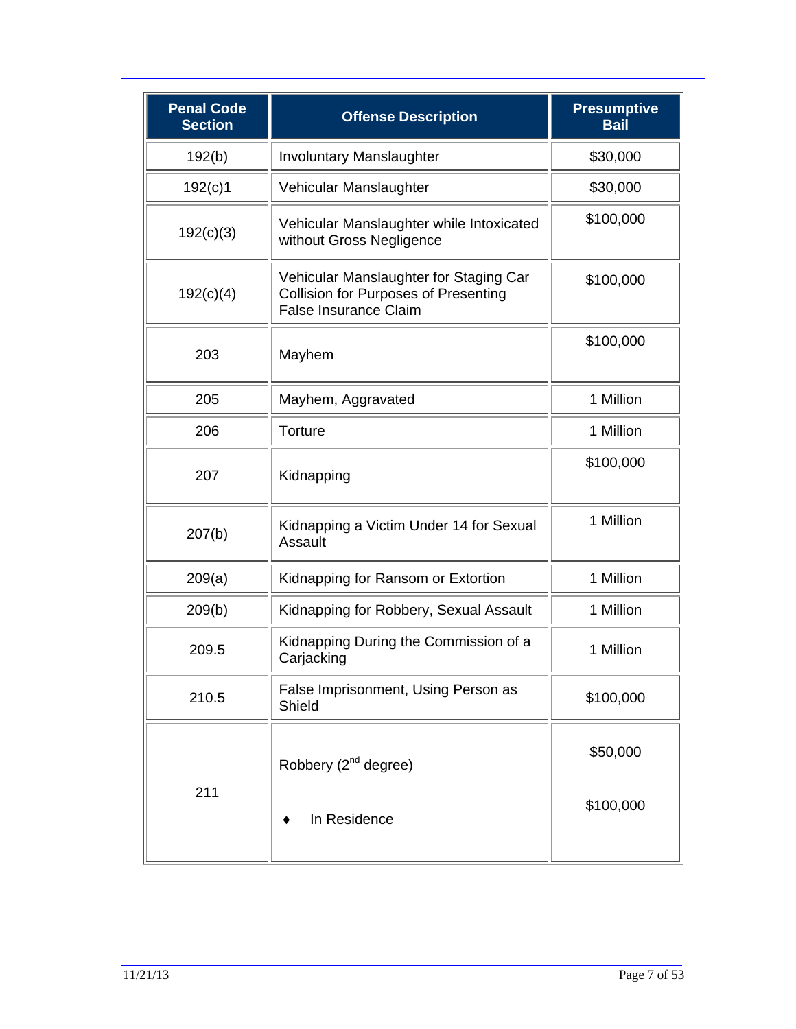| Penal Code Section | Offense Description | Presumptive Bail |
|---|---|---|
| 192(b) | Involuntary Manslaughter | $30,000 |
| 192(c)1 | Vehicular Manslaughter | $30,000 |
| 192(c)(3) | Vehicular Manslaughter while Intoxicated without Gross Negligence | $100,000 |
| 192(c)(4) | Vehicular Manslaughter for Staging Car Collision for Purposes of Presenting False Insurance Claim | $100,000 |
| 203 | Mayhem | $100,000 |
| 205 | Mayhem, Aggravated | 1 Million |
| 206 | Torture | 1 Million |
| 207 | Kidnapping | $100,000 |
| 207(b) | Kidnapping a Victim Under 14 for Sexual Assault | 1 Million |
| 209(a) | Kidnapping for Ransom or Extortion | 1 Million |
| 209(b) | Kidnapping for Robbery, Sexual Assault | 1 Million |
| 209.5 | Kidnapping During the Commission of a Carjacking | 1 Million |
| 210.5 | False Imprisonment, Using Person as Shield | $100,000 |
| 211 | Robbery (2nd degree) | $50,000 |
| | ♦ In Residence | $100,000 |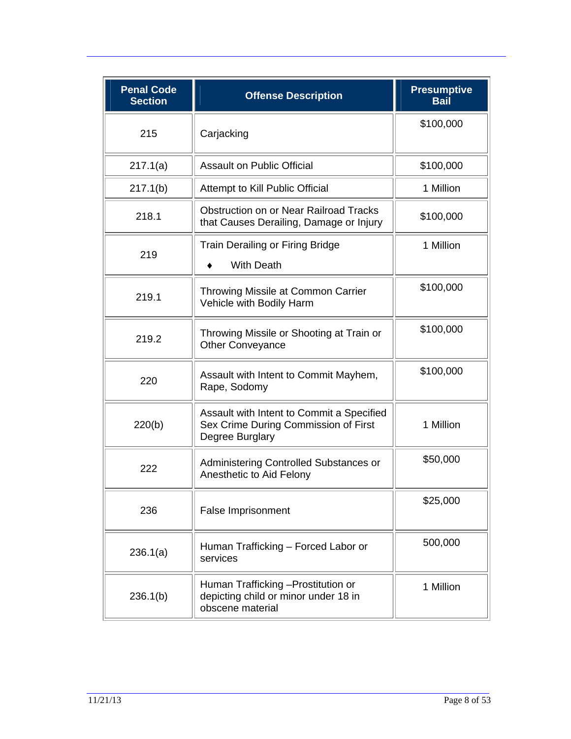| Penal Code Section | Offense Description | Presumptive Bail |
|---|---|---|
| 215 | Carjacking | $100,000 |
| 217.1(a) | Assault on Public Official | $100,000 |
| 217.1(b) | Attempt to Kill Public Official | 1 Million |
| 218.1 | Obstruction on or Near Railroad Tracks that Causes Derailing, Damage or Injury | $100,000 |
| 219 | Train Derailing or Firing Bridge ♦ With Death | 1 Million |
| 219.1 | Throwing Missile at Common Carrier Vehicle with Bodily Harm | $100,000 |
| 219.2 | Throwing Missile or Shooting at Train or Other Conveyance | $100,000 |
| 220 | Assault with Intent to Commit Mayhem, Rape, Sodomy | $100,000 |
| 220(b) | Assault with Intent to Commit a Specified Sex Crime During Commission of First Degree Burglary | 1 Million |
| 222 | Administering Controlled Substances or Anesthetic to Aid Felony | $50,000 |
| 236 | False Imprisonment | $25,000 |
| 236.1(a) | Human Trafficking – Forced Labor or services | 500,000 |
| 236.1(b) | Human Trafficking –Prostitution or depicting child or minor under 18 in obscene material | 1 Million |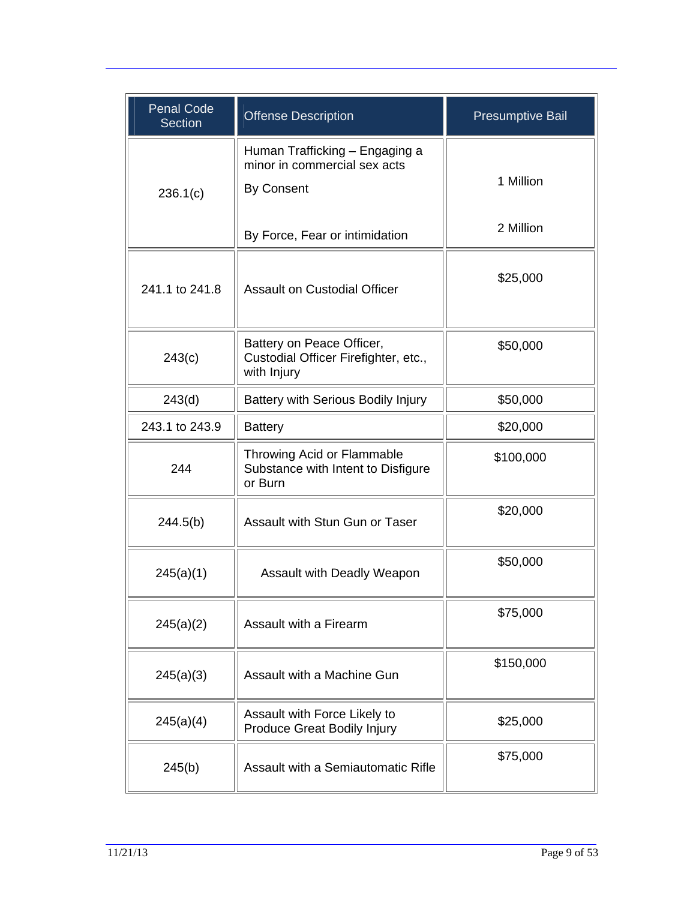| Penal Code Section | Offense Description | Presumptive Bail |
|---|---|---|
| 236.1(c) | Human Trafficking – Engaging a minor in commercial sex acts<br>By Consent<br><br>By Force, Fear or intimidation | <br>1 Million<br><br>2 Million |
| 241.1 to 241.8 | Assault on Custodial Officer | $25,000 |
| 243(c) | Battery on Peace Officer, Custodial Officer Firefighter, etc., with Injury | $50,000 |
| 243(d) | Battery with Serious Bodily Injury | $50,000 |
| 243.1 to 243.9 | Battery | $20,000 |
| 244 | Throwing Acid or Flammable Substance with Intent to Disfigure or Burn | $100,000 |
| 244.5(b) | Assault with Stun Gun or Taser | $20,000 |
| 245(a)(1) | Assault with Deadly Weapon | $50,000 |
| 245(a)(2) | Assault with a Firearm | $75,000 |
| 245(a)(3) | Assault with a Machine Gun | $150,000 |
| 245(a)(4) | Assault with Force Likely to Produce Great Bodily Injury | $25,000 |
| 245(b) | Assault with a Semiautomatic Rifle | $75,000 |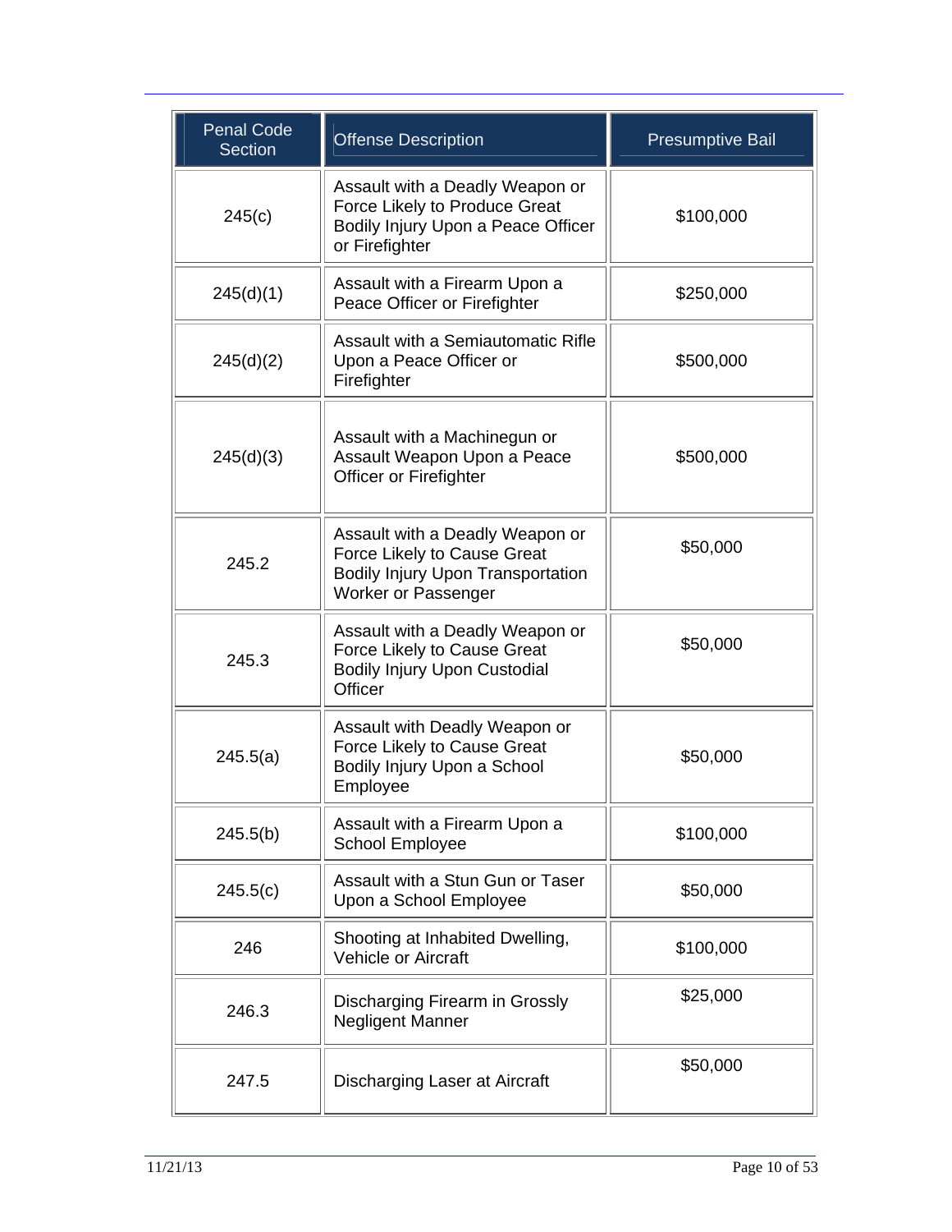| Penal Code Section | Offense Description | Presumptive Bail |
| --- | --- | --- |
| 245(c) | Assault with a Deadly Weapon or Force Likely to Produce Great Bodily Injury Upon a Peace Officer or Firefighter | $100,000 |
| 245(d)(1) | Assault with a Firearm Upon a Peace Officer or Firefighter | $250,000 |
| 245(d)(2) | Assault with a Semiautomatic Rifle Upon a Peace Officer or Firefighter | $500,000 |
| 245(d)(3) | Assault with a Machinegun or Assault Weapon Upon a Peace Officer or Firefighter | $500,000 |
| 245.2 | Assault with a Deadly Weapon or Force Likely to Cause Great Bodily Injury Upon Transportation Worker or Passenger | $50,000 |
| 245.3 | Assault with a Deadly Weapon or Force Likely to Cause Great Bodily Injury Upon Custodial Officer | $50,000 |
| 245.5(a) | Assault with Deadly Weapon or Force Likely to Cause Great Bodily Injury Upon a School Employee | $50,000 |
| 245.5(b) | Assault with a Firearm Upon a School Employee | $100,000 |
| 245.5(c) | Assault with a Stun Gun or Taser Upon a School Employee | $50,000 |
| 246 | Shooting at Inhabited Dwelling, Vehicle or Aircraft | $100,000 |
| 246.3 | Discharging Firearm in Grossly Negligent Manner | $25,000 |
| 247.5 | Discharging Laser at Aircraft | $50,000 |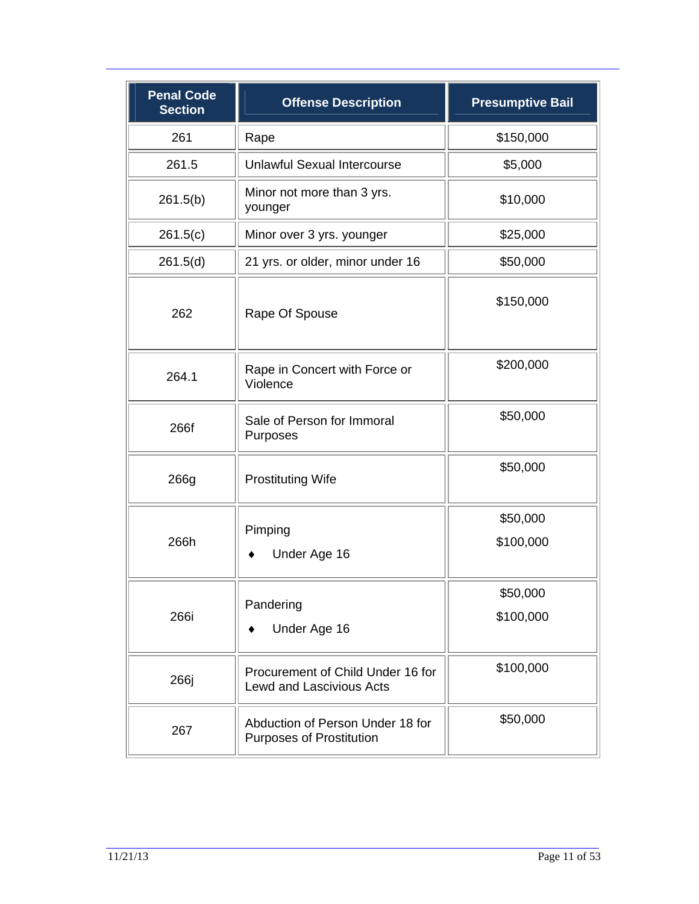| Penal Code Section | Offense Description | Presumptive Bail |
|---|---|---|
| 261 | Rape | $150,000 |
| 261.5 | Unlawful Sexual Intercourse | $5,000 |
| 261.5(b) | Minor not more than 3 yrs. younger | $10,000 |
| 261.5(c) | Minor over 3 yrs. younger | $25,000 |
| 261.5(d) | 21 yrs. or older, minor under 16 | $50,000 |
| 262 | Rape Of Spouse | $150,000 |
| 264.1 | Rape in Concert with Force or Violence | $200,000 |
| 266f | Sale of Person for Immoral Purposes | $50,000 |
| 266g | Prostituting Wife | $50,000 |
| 266h | Pimping<br>♦ Under Age 16 | $50,000<br>$100,000 |
| 266i | Pandering<br>♦ Under Age 16 | $50,000<br>$100,000 |
| 266j | Procurement of Child Under 16 for Lewd and Lascivious Acts | $100,000 |
| 267 | Abduction of Person Under 18 for Purposes of Prostitution | $50,000 |

11/21/13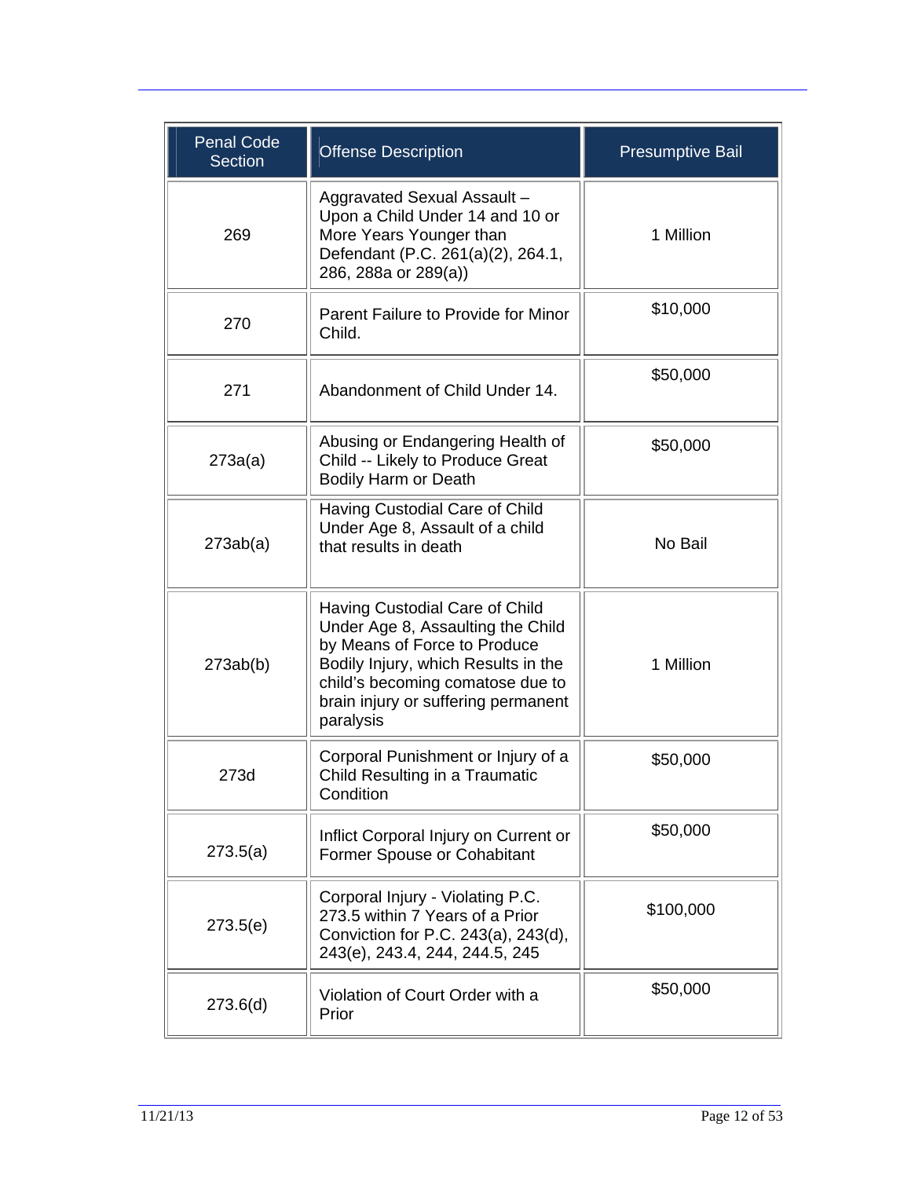| Penal Code Section | Offense Description | Presumptive Bail |
|---|---|---|
| 269 | Aggravated Sexual Assault – Upon a Child Under 14 and 10 or More Years Younger than Defendant (P.C. 261(a)(2), 264.1, 286, 288a or 289(a)) | 1 Million |
| 270 | Parent Failure to Provide for Minor Child. | $10,000 |
| 271 | Abandonment of Child Under 14. | $50,000 |
| 273a(a) | Abusing or Endangering Health of Child -- Likely to Produce Great Bodily Harm or Death | $50,000 |
| 273ab(a) | Having Custodial Care of Child Under Age 8, Assault of a child that results in death | No Bail |
| 273ab(b) | Having Custodial Care of Child Under Age 8, Assaulting the Child by Means of Force to Produce Bodily Injury, which Results in the child's becoming comatose due to brain injury or suffering permanent paralysis | 1 Million |
| 273d | Corporal Punishment or Injury of a Child Resulting in a Traumatic Condition | $50,000 |
| 273.5(a) | Inflict Corporal Injury on Current or Former Spouse or Cohabitant | $50,000 |
| 273.5(e) | Corporal Injury - Violating P.C. 273.5 within 7 Years of a Prior Conviction for P.C. 243(a), 243(d), 243(e), 243.4, 244, 244.5, 245 | $100,000 |
| 273.6(d) | Violation of Court Order with a Prior | $50,000 |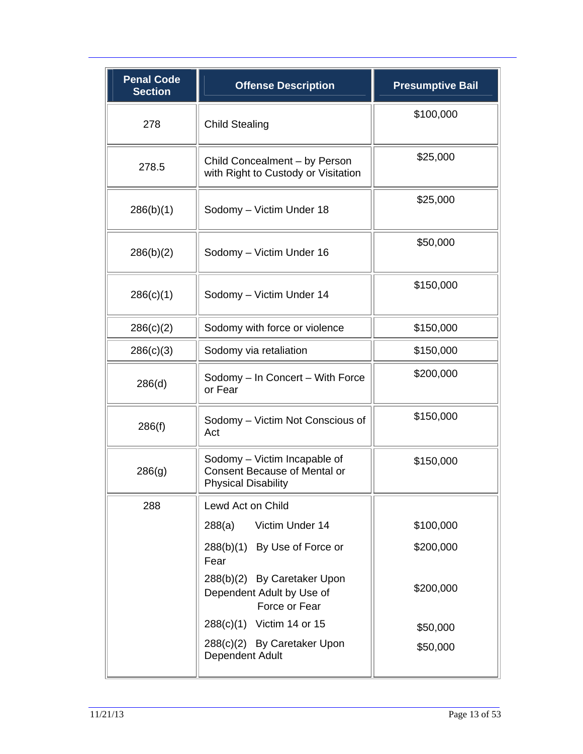| Penal Code Section | Offense Description | Presumptive Bail |
|---|---|---|
| 278 | Child Stealing | $100,000 |
| 278.5 | Child Concealment – by Person with Right to Custody or Visitation | $25,000 |
| 286(b)(1) | Sodomy – Victim Under 18 | $25,000 |
| 286(b)(2) | Sodomy – Victim Under 16 | $50,000 |
| 286(c)(1) | Sodomy – Victim Under 14 | $150,000 |
| 286(c)(2) | Sodomy with force or violence | $150,000 |
| 286(c)(3) | Sodomy via retaliation | $150,000 |
| 286(d) | Sodomy – In Concert – With Force or Fear | $200,000 |
| 286(f) | Sodomy – Victim Not Conscious of Act | $150,000 |
| 286(g) | Sodomy – Victim Incapable of Consent Because of Mental or Physical Disability | $150,000 |
| 288 | Lewd Act on Child | |
| | 288(a) Victim Under 14 | $100,000 |
| | 288(b)(1) By Use of Force or Fear | $200,000 |
| | 288(b)(2) By Caretaker Upon Dependent Adult by Use of Force or Fear | $200,000 |
| | 288(c)(1) Victim 14 or 15 | $50,000 |
| | 288(c)(2) By Caretaker Upon Dependent Adult | $50,000 |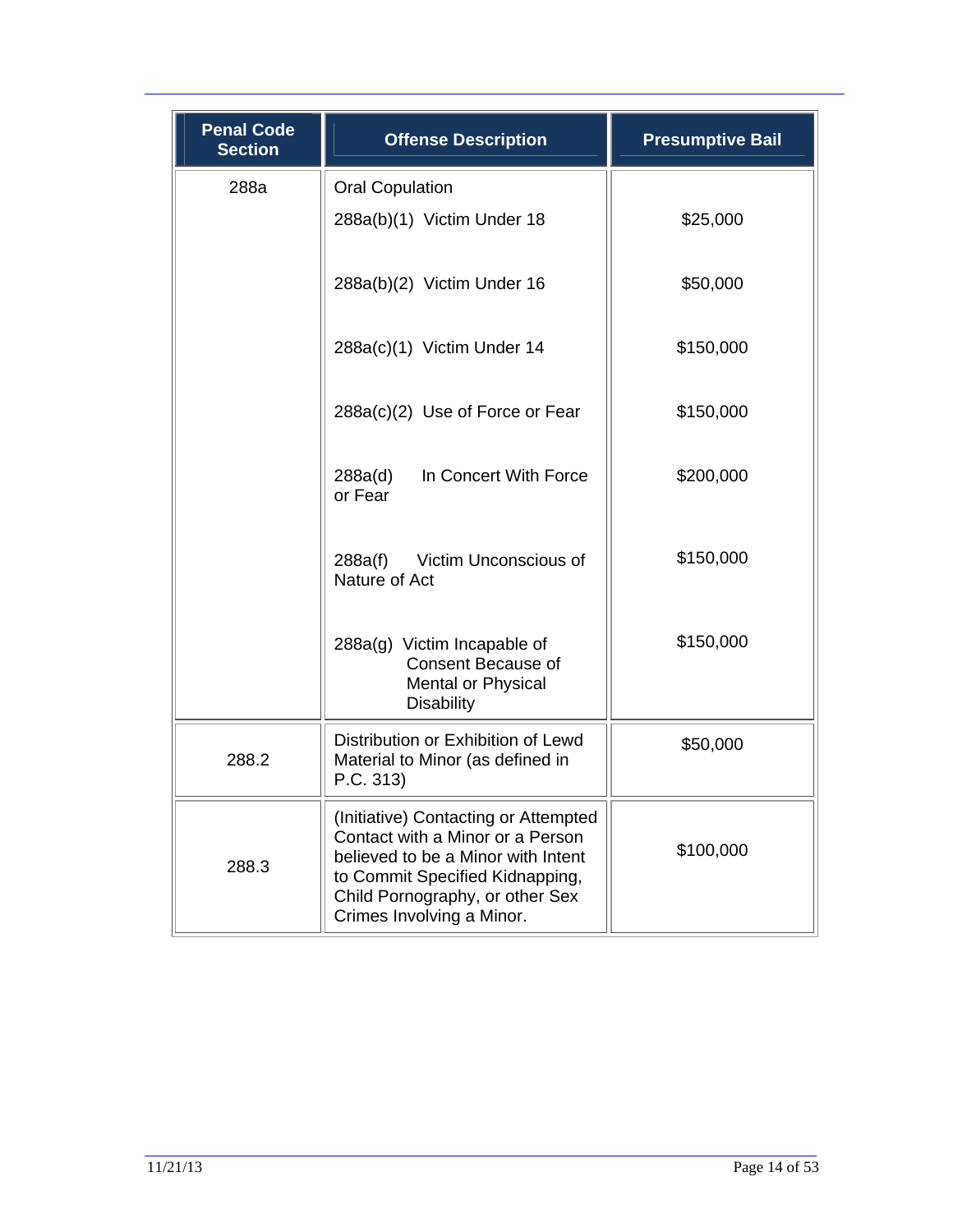| Penal Code Section | Offense Description | Presumptive Bail |
|---|---|---|
| 288a | Oral Copulation | |
| | 288a(b)(1) Victim Under 18 | $25,000 |
| | 288a(b)(2) Victim Under 16 | $50,000 |
| | 288a(c)(1) Victim Under 14 | $150,000 |
| | 288a(c)(2) Use of Force or Fear | $150,000 |
| | 288a(d) In Concert With Force or Fear | $200,000 |
| | 288a(f) Victim Unconscious of Nature of Act | $150,000 |
| | 288a(g) Victim Incapable of Consent Because of Mental or Physical Disability | $150,000 |
| 288.2 | Distribution or Exhibition of Lewd Material to Minor (as defined in P.C. 313) | $50,000 |
| 288.3 | (Initiative) Contacting or Attempted Contact with a Minor or a Person believed to be a Minor with Intent to Commit Specified Kidnapping, Child Pornography, or other Sex Crimes Involving a Minor. | $100,000 |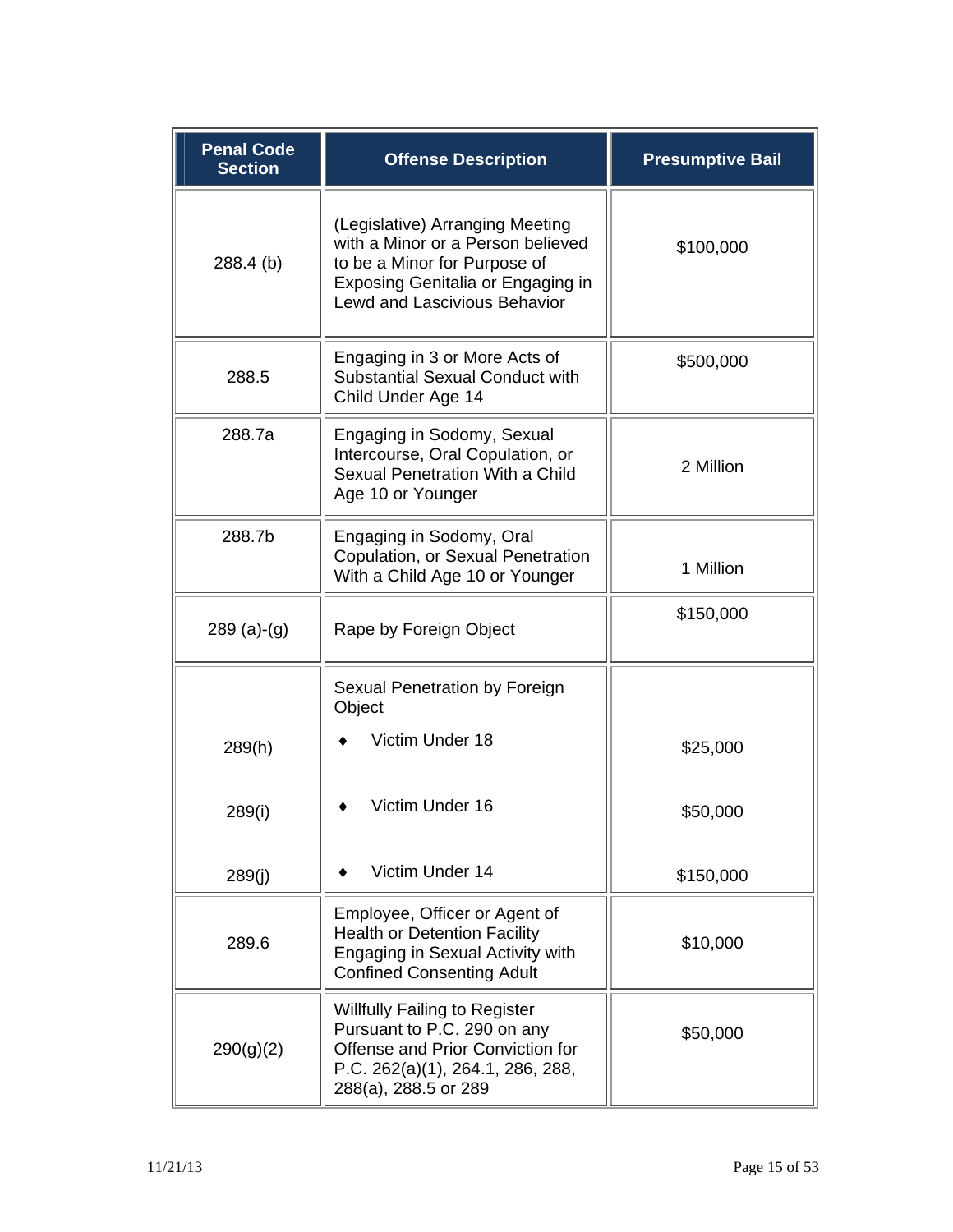| Penal Code Section | Offense Description | Presumptive Bail |
|---|---|---|
| 288.4 (b) | (Legislative) Arranging Meeting with a Minor or a Person believed to be a Minor for Purpose of Exposing Genitalia or Engaging in Lewd and Lascivious Behavior | $100,000 |
| 288.5 | Engaging in 3 or More Acts of Substantial Sexual Conduct with Child Under Age 14 | $500,000 |
| 288.7a | Engaging in Sodomy, Sexual Intercourse, Oral Copulation, or Sexual Penetration With a Child Age 10 or Younger | 2 Million |
| 288.7b | Engaging in Sodomy, Oral Copulation, or Sexual Penetration With a Child Age 10 or Younger | 1 Million |
| 289 (a)-(g) | Rape by Foreign Object | $150,000 |
| | Sexual Penetration by Foreign Object | |
| 289(h) | ♦ Victim Under 18 | $25,000 |
| 289(i) | ♦ Victim Under 16 | $50,000 |
| 289(j) | ♦ Victim Under 14 | $150,000 |
| 289.6 | Employee, Officer or Agent of Health or Detention Facility Engaging in Sexual Activity with Confined Consenting Adult | $10,000 |
| 290(g)(2) | Willfully Failing to Register Pursuant to P.C. 290 on any Offense and Prior Conviction for P.C. 262(a)(1), 264.1, 286, 288, 288(a), 288.5 or 289 | $50,000 |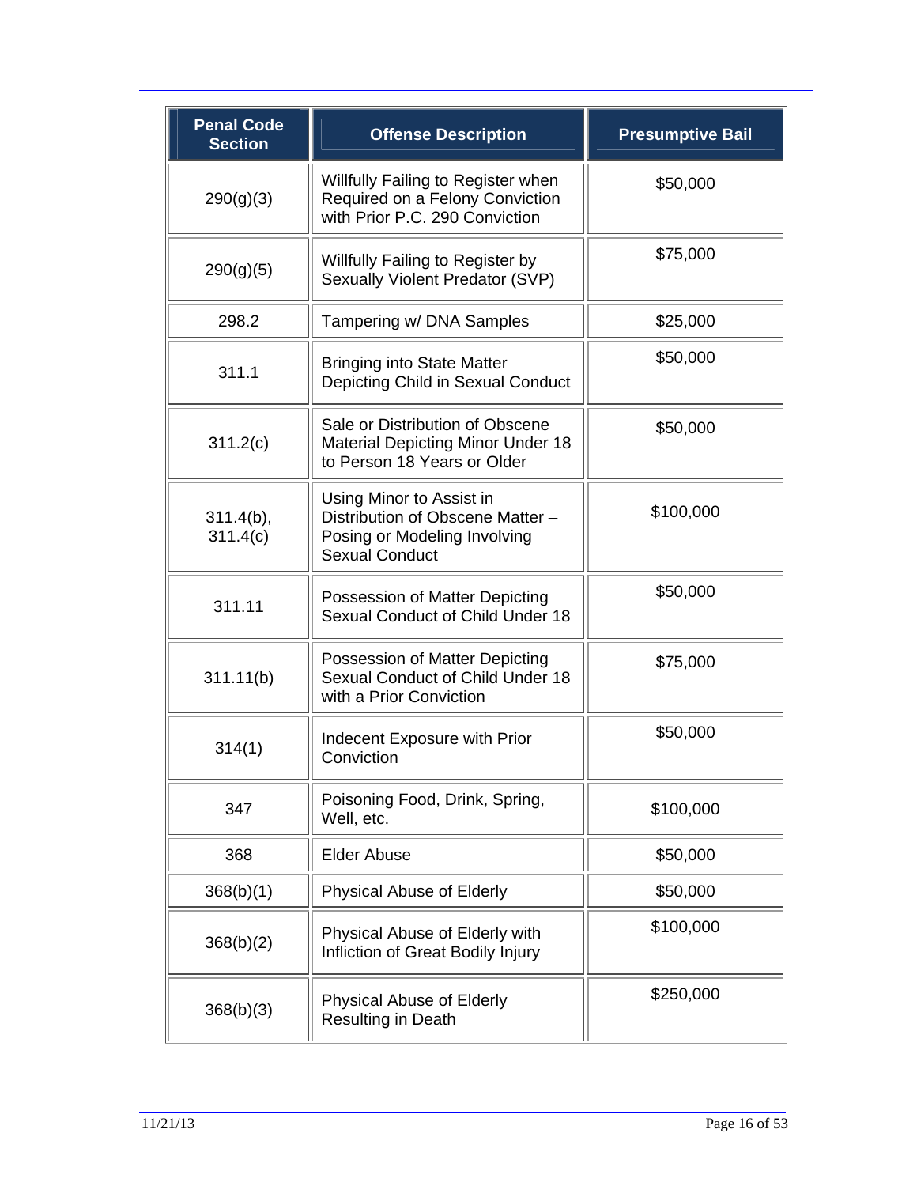| Penal Code Section | Offense Description | Presumptive Bail |
|---|---|---|
| 290(g)(3) | Willfully Failing to Register when Required on a Felony Conviction with Prior P.C. 290 Conviction | $50,000 |
| 290(g)(5) | Willfully Failing to Register by Sexually Violent Predator (SVP) | $75,000 |
| 298.2 | Tampering w/ DNA Samples | $25,000 |
| 311.1 | Bringing into State Matter Depicting Child in Sexual Conduct | $50,000 |
| 311.2(c) | Sale or Distribution of Obscene Material Depicting Minor Under 18 to Person 18 Years or Older | $50,000 |
| 311.4(b), 311.4(c) | Using Minor to Assist in Distribution of Obscene Matter – Posing or Modeling Involving Sexual Conduct | $100,000 |
| 311.11 | Possession of Matter Depicting Sexual Conduct of Child Under 18 | $50,000 |
| 311.11(b) | Possession of Matter Depicting Sexual Conduct of Child Under 18 with a Prior Conviction | $75,000 |
| 314(1) | Indecent Exposure with Prior Conviction | $50,000 |
| 347 | Poisoning Food, Drink, Spring, Well, etc. | $100,000 |
| 368 | Elder Abuse | $50,000 |
| 368(b)(1) | Physical Abuse of Elderly | $50,000 |
| 368(b)(2) | Physical Abuse of Elderly with Infliction of Great Bodily Injury | $100,000 |
| 368(b)(3) | Physical Abuse of Elderly Resulting in Death | $250,000 |

11/21/13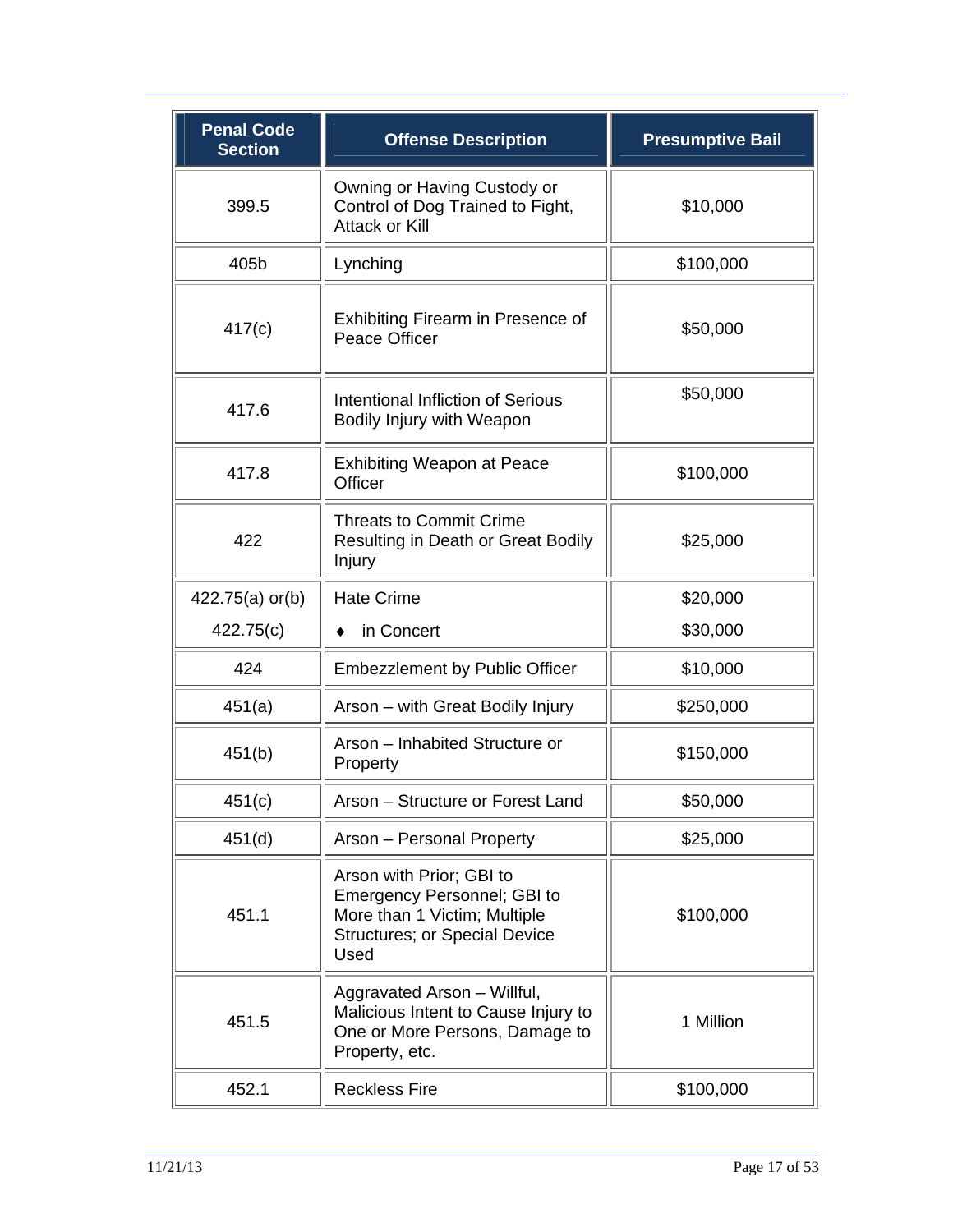| Penal Code Section | Offense Description | Presumptive Bail |
|---|---|---|
| 399.5 | Owning or Having Custody or Control of Dog Trained to Fight, Attack or Kill | $10,000 |
| 405b | Lynching | $100,000 |
| 417(c) | Exhibiting Firearm in Presence of Peace Officer | $50,000 |
| 417.6 | Intentional Infliction of Serious Bodily Injury with Weapon | $50,000 |
| 417.8 | Exhibiting Weapon at Peace Officer | $100,000 |
| 422 | Threats to Commit Crime Resulting in Death or Great Bodily Injury | $25,000 |
| 422.75(a) or(b) | Hate Crime | $20,000 |
| 422.75(c) | ♦ in Concert | $30,000 |
| 424 | Embezzlement by Public Officer | $10,000 |
| 451(a) | Arson – with Great Bodily Injury | $250,000 |
| 451(b) | Arson – Inhabited Structure or Property | $150,000 |
| 451(c) | Arson – Structure or Forest Land | $50,000 |
| 451(d) | Arson – Personal Property | $25,000 |
| 451.1 | Arson with Prior; GBI to Emergency Personnel; GBI to More than 1 Victim; Multiple Structures; or Special Device Used | $100,000 |
| 451.5 | Aggravated Arson – Willful, Malicious Intent to Cause Injury to One or More Persons, Damage to Property, etc. | 1 Million |
| 452.1 | Reckless Fire | $100,000 |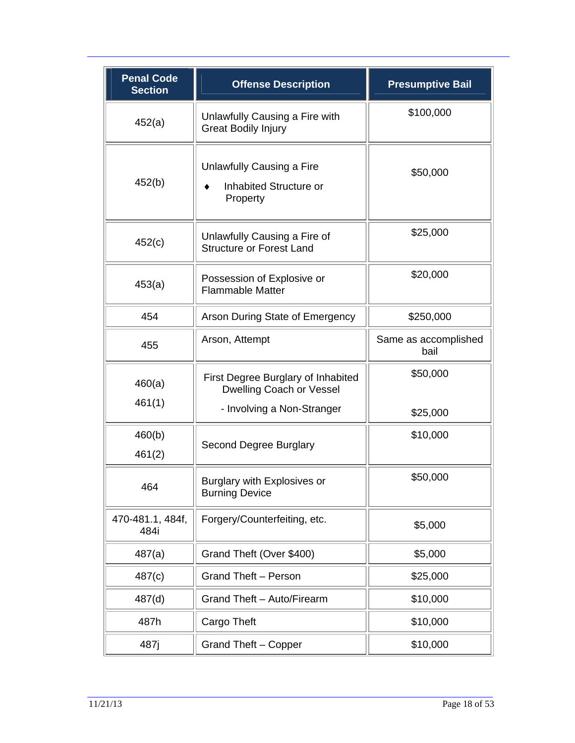| Penal Code Section | Offense Description | Presumptive Bail |
|---|---|---|
| 452(a) | Unlawfully Causing a Fire with Great Bodily Injury | $100,000 |
| 452(b) | Unlawfully Causing a Fire<br>♦ Inhabited Structure or Property | $50,000 |
| 452(c) | Unlawfully Causing a Fire of Structure or Forest Land | $25,000 |
| 453(a) | Possession of Explosive or Flammable Matter | $20,000 |
| 454 | Arson During State of Emergency | $250,000 |
| 455 | Arson, Attempt | Same as accomplished bail |
| 460(a)<br>461(1) | First Degree Burglary of Inhabited Dwelling Coach or Vessel<br>- Involving a Non-Stranger | $50,000<br><br>$25,000 |
| 460(b)<br>461(2) | Second Degree Burglary | $10,000 |
| 464 | Burglary with Explosives or Burning Device | $50,000 |
| 470-481.1, 484f, 484i | Forgery/Counterfeiting, etc. | $5,000 |
| 487(a) | Grand Theft (Over $400) | $5,000 |
| 487(c) | Grand Theft – Person | $25,000 |
| 487(d) | Grand Theft – Auto/Firearm | $10,000 |
| 487h | Cargo Theft | $10,000 |
| 487j | Grand Theft – Copper | $10,000 |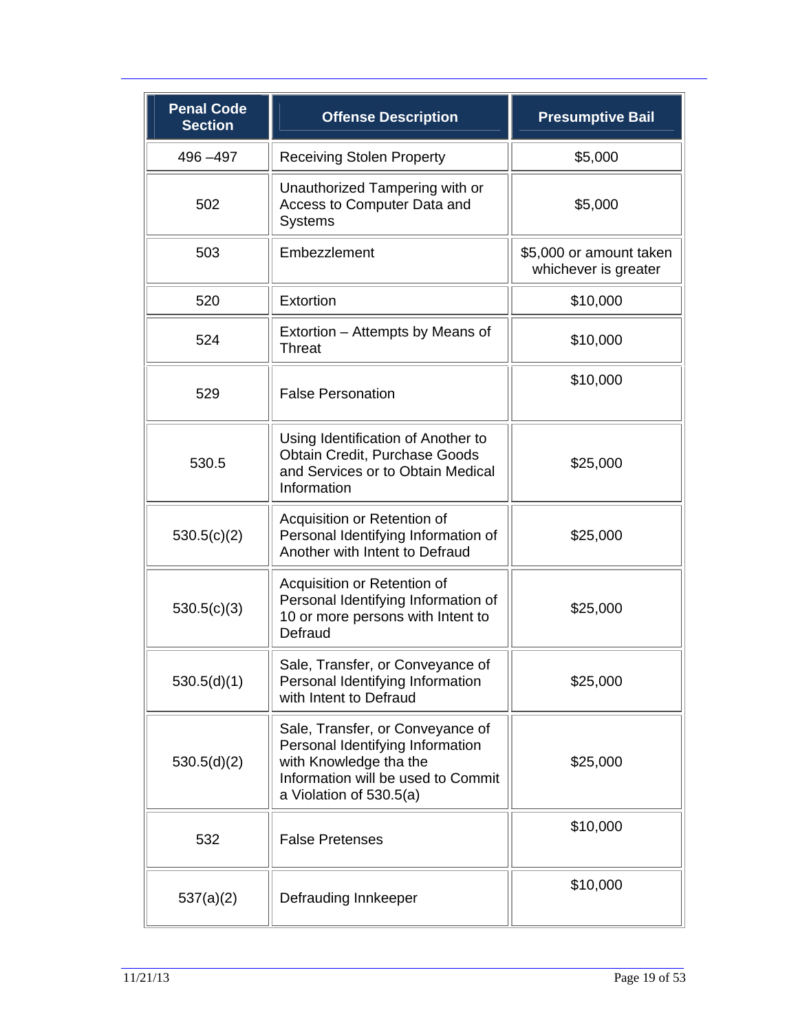| Penal Code Section | Offense Description | Presumptive Bail |
|---|---|---|
| 496 –497 | Receiving Stolen Property | $5,000 |
| 502 | Unauthorized Tampering with or Access to Computer Data and Systems | $5,000 |
| 503 | Embezzlement | $5,000 or amount taken whichever is greater |
| 520 | Extortion | $10,000 |
| 524 | Extortion – Attempts by Means of Threat | $10,000 |
| 529 | False Personation | $10,000 |
| 530.5 | Using Identification of Another to Obtain Credit, Purchase Goods and Services or to Obtain Medical Information | $25,000 |
| 530.5(c)(2) | Acquisition or Retention of Personal Identifying Information of Another with Intent to Defraud | $25,000 |
| 530.5(c)(3) | Acquisition or Retention of Personal Identifying Information of 10 or more persons with Intent to Defraud | $25,000 |
| 530.5(d)(1) | Sale, Transfer, or Conveyance of Personal Identifying Information with Intent to Defraud | $25,000 |
| 530.5(d)(2) | Sale, Transfer, or Conveyance of Personal Identifying Information with Knowledge tha the Information will be used to Commit a Violation of 530.5(a) | $25,000 |
| 532 | False Pretenses | $10,000 |
| 537(a)(2) | Defrauding Innkeeper | $10,000 |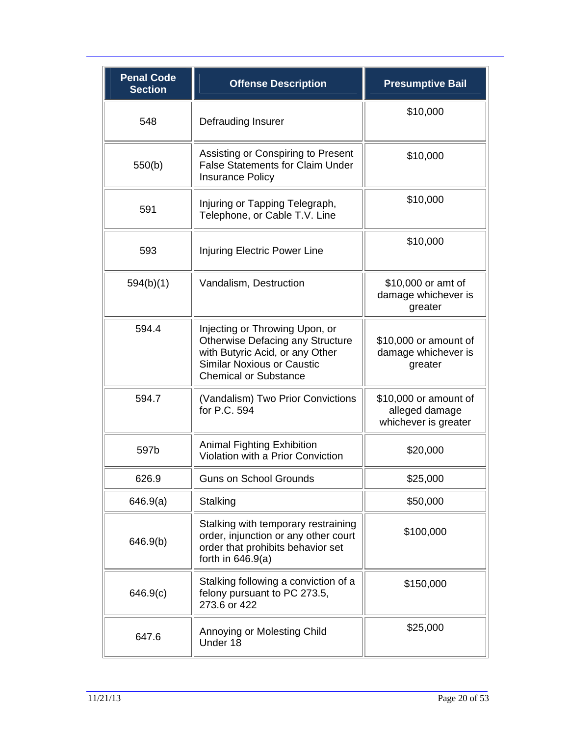| Penal Code Section | Offense Description | Presumptive Bail |
|---|---|---|
| 548 | Defrauding Insurer | $10,000 |
| 550(b) | Assisting or Conspiring to Present False Statements for Claim Under Insurance Policy | $10,000 |
| 591 | Injuring or Tapping Telegraph, Telephone, or Cable T.V. Line | $10,000 |
| 593 | Injuring Electric Power Line | $10,000 |
| 594(b)(1) | Vandalism, Destruction | $10,000 or amt of damage whichever is greater |
| 594.4 | Injecting or Throwing Upon, or Otherwise Defacing any Structure with Butyric Acid, or any Other Similar Noxious or Caustic Chemical or Substance | $10,000 or amount of damage whichever is greater |
| 594.7 | (Vandalism) Two Prior Convictions for P.C. 594 | $10,000 or amount of alleged damage whichever is greater |
| 597b | Animal Fighting Exhibition Violation with a Prior Conviction | $20,000 |
| 626.9 | Guns on School Grounds | $25,000 |
| 646.9(a) | Stalking | $50,000 |
| 646.9(b) | Stalking with temporary restraining order, injunction or any other court order that prohibits behavior set forth in 646.9(a) | $100,000 |
| 646.9(c) | Stalking following a conviction of a felony pursuant to PC 273.5, 273.6 or 422 | $150,000 |
| 647.6 | Annoying or Molesting Child Under 18 | $25,000 |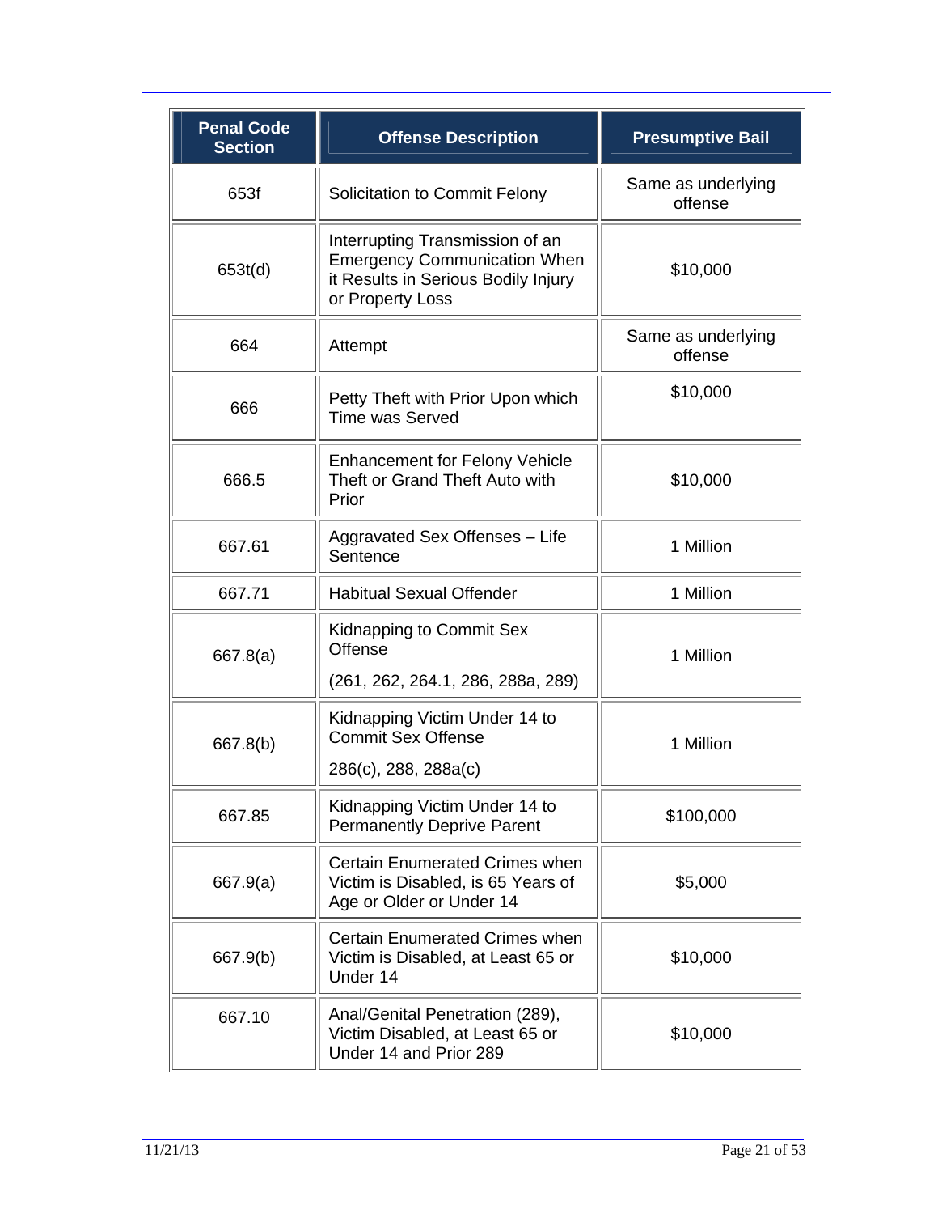| Penal Code Section | Offense Description | Presumptive Bail |
|---|---|---|
| 653f | Solicitation to Commit Felony | Same as underlying offense |
| 653t(d) | Interrupting Transmission of an Emergency Communication When it Results in Serious Bodily Injury or Property Loss | $10,000 |
| 664 | Attempt | Same as underlying offense |
| 666 | Petty Theft with Prior Upon which Time was Served | $10,000 |
| 666.5 | Enhancement for Felony Vehicle Theft or Grand Theft Auto with Prior | $10,000 |
| 667.61 | Aggravated Sex Offenses – Life Sentence | 1 Million |
| 667.71 | Habitual Sexual Offender | 1 Million |
| 667.8(a) | Kidnapping to Commit Sex Offense (261, 262, 264.1, 286, 288a, 289) | 1 Million |
| 667.8(b) | Kidnapping Victim Under 14 to Commit Sex Offense 286(c), 288, 288a(c) | 1 Million |
| 667.85 | Kidnapping Victim Under 14 to Permanently Deprive Parent | $100,000 |
| 667.9(a) | Certain Enumerated Crimes when Victim is Disabled, is 65 Years of Age or Older or Under 14 | $5,000 |
| 667.9(b) | Certain Enumerated Crimes when Victim is Disabled, at Least 65 or Under 14 | $10,000 |
| 667.10 | Anal/Genital Penetration (289), Victim Disabled, at Least 65 or Under 14 and Prior 289 | $10,000 |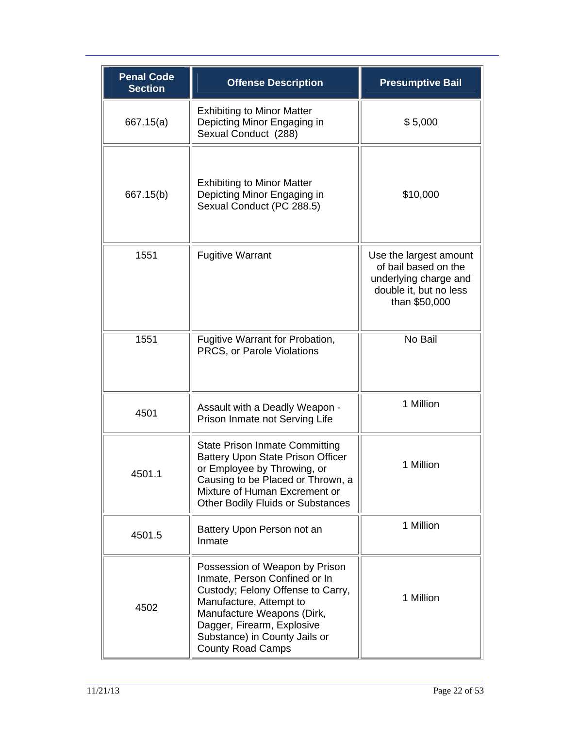| Penal Code Section | Offense Description | Presumptive Bail |
| --- | --- | --- |
| 667.15(a) | Exhibiting to Minor Matter Depicting Minor Engaging in Sexual Conduct (288) | $ 5,000 |
| 667.15(b) | Exhibiting to Minor Matter Depicting Minor Engaging in Sexual Conduct (PC 288.5) | $10,000 |
| 1551 | Fugitive Warrant | Use the largest amount of bail based on the underlying charge and double it, but no less than $50,000 |
| 1551 | Fugitive Warrant for Probation, PRCS, or Parole Violations | No Bail |
| 4501 | Assault with a Deadly Weapon - Prison Inmate not Serving Life | 1 Million |
| 4501.1 | State Prison Inmate Committing Battery Upon State Prison Officer or Employee by Throwing, or Causing to be Placed or Thrown, a Mixture of Human Excrement or Other Bodily Fluids or Substances | 1 Million |
| 4501.5 | Battery Upon Person not an Inmate | 1 Million |
| 4502 | Possession of Weapon by Prison Inmate, Person Confined or In Custody; Felony Offense to Carry, Manufacture, Attempt to Manufacture Weapons (Dirk, Dagger, Firearm, Explosive Substance) in County Jails or County Road Camps | 1 Million |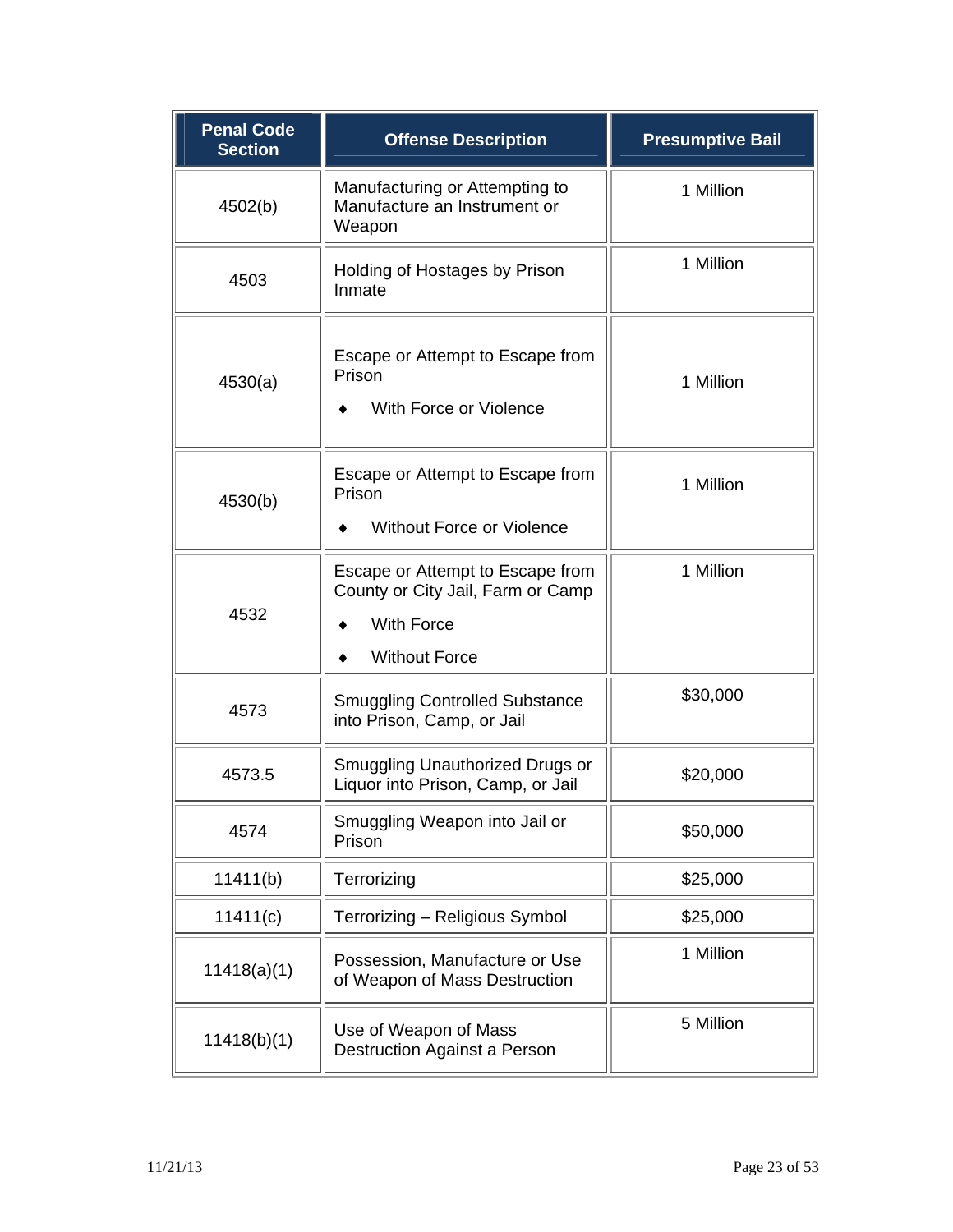| Penal Code Section | Offense Description | Presumptive Bail |
|---|---|---|
| 4502(b) | Manufacturing or Attempting to Manufacture an Instrument or Weapon | 1 Million |
| 4503 | Holding of Hostages by Prison Inmate | 1 Million |
| 4530(a) | Escape or Attempt to Escape from Prison<br>♦ With Force or Violence | 1 Million |
| 4530(b) | Escape or Attempt to Escape from Prison<br>♦ Without Force or Violence | 1 Million |
| 4532 | Escape or Attempt to Escape from County or City Jail, Farm or Camp<br>♦ With Force<br>♦ Without Force | 1 Million |
| 4573 | Smuggling Controlled Substance into Prison, Camp, or Jail | $30,000 |
| 4573.5 | Smuggling Unauthorized Drugs or Liquor into Prison, Camp, or Jail | $20,000 |
| 4574 | Smuggling Weapon into Jail or Prison | $50,000 |
| 11411(b) | Terrorizing | $25,000 |
| 11411(c) | Terrorizing – Religious Symbol | $25,000 |
| 11418(a)(1) | Possession, Manufacture or Use of Weapon of Mass Destruction | 1 Million |
| 11418(b)(1) | Use of Weapon of Mass Destruction Against a Person | 5 Million |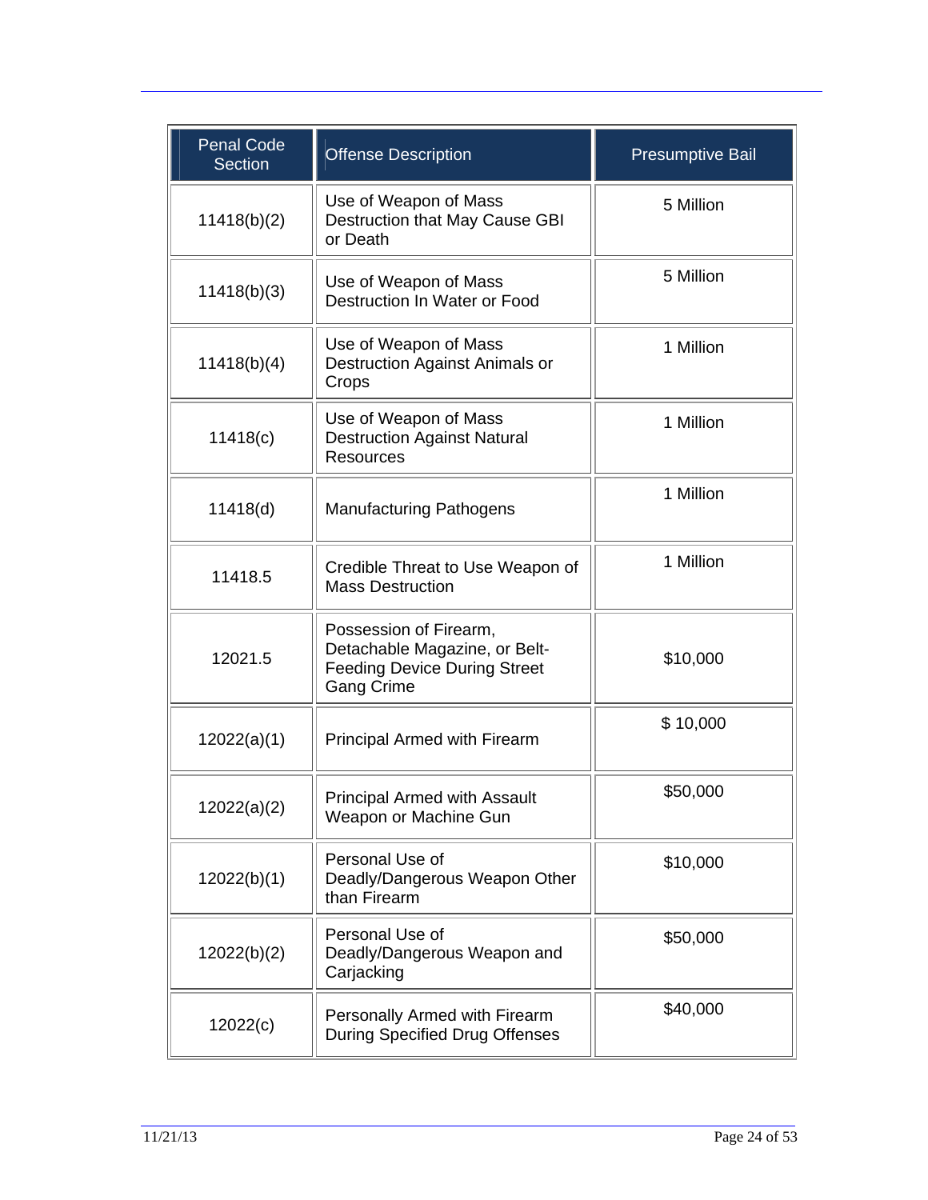| Penal Code Section | Offense Description | Presumptive Bail |
|---|---|---|
| 11418(b)(2) | Use of Weapon of Mass Destruction that May Cause GBI or Death | 5 Million |
| 11418(b)(3) | Use of Weapon of Mass Destruction In Water or Food | 5 Million |
| 11418(b)(4) | Use of Weapon of Mass Destruction Against Animals or Crops | 1 Million |
| 11418(c) | Use of Weapon of Mass Destruction Against Natural Resources | 1 Million |
| 11418(d) | Manufacturing Pathogens | 1 Million |
| 11418.5 | Credible Threat to Use Weapon of Mass Destruction | 1 Million |
| 12021.5 | Possession of Firearm, Detachable Magazine, or Belt-Feeding Device During Street Gang Crime | $10,000 |
| 12022(a)(1) | Principal Armed with Firearm | $ 10,000 |
| 12022(a)(2) | Principal Armed with Assault Weapon or Machine Gun | $50,000 |
| 12022(b)(1) | Personal Use of Deadly/Dangerous Weapon Other than Firearm | $10,000 |
| 12022(b)(2) | Personal Use of Deadly/Dangerous Weapon and Carjacking | $50,000 |
| 12022(c) | Personally Armed with Firearm During Specified Drug Offenses | $40,000 |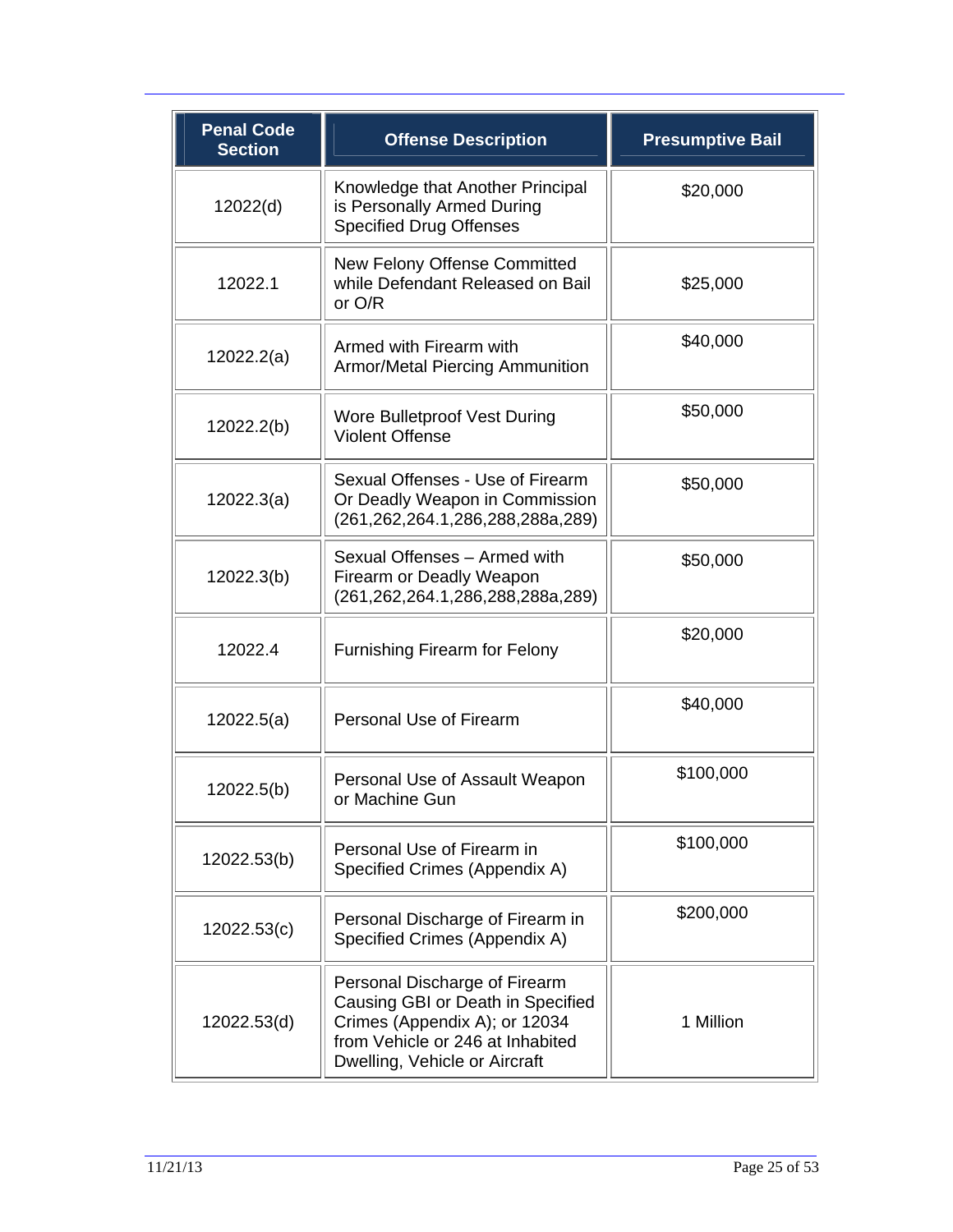| Penal Code Section | Offense Description | Presumptive Bail |
|---|---|---|
| 12022(d) | Knowledge that Another Principal is Personally Armed During Specified Drug Offenses | $20,000 |
| 12022.1 | New Felony Offense Committed while Defendant Released on Bail or O/R | $25,000 |
| 12022.2(a) | Armed with Firearm with Armor/Metal Piercing Ammunition | $40,000 |
| 12022.2(b) | Wore Bulletproof Vest During Violent Offense | $50,000 |
| 12022.3(a) | Sexual Offenses - Use of Firearm Or Deadly Weapon in Commission (261,262,264.1,286,288,288a,289) | $50,000 |
| 12022.3(b) | Sexual Offenses – Armed with Firearm or Deadly Weapon (261,262,264.1,286,288,288a,289) | $50,000 |
| 12022.4 | Furnishing Firearm for Felony | $20,000 |
| 12022.5(a) | Personal Use of Firearm | $40,000 |
| 12022.5(b) | Personal Use of Assault Weapon or Machine Gun | $100,000 |
| 12022.53(b) | Personal Use of Firearm in Specified Crimes (Appendix A) | $100,000 |
| 12022.53(c) | Personal Discharge of Firearm in Specified Crimes (Appendix A) | $200,000 |
| 12022.53(d) | Personal Discharge of Firearm Causing GBI or Death in Specified Crimes (Appendix A); or 12034 from Vehicle or 246 at Inhabited Dwelling, Vehicle or Aircraft | 1 Million |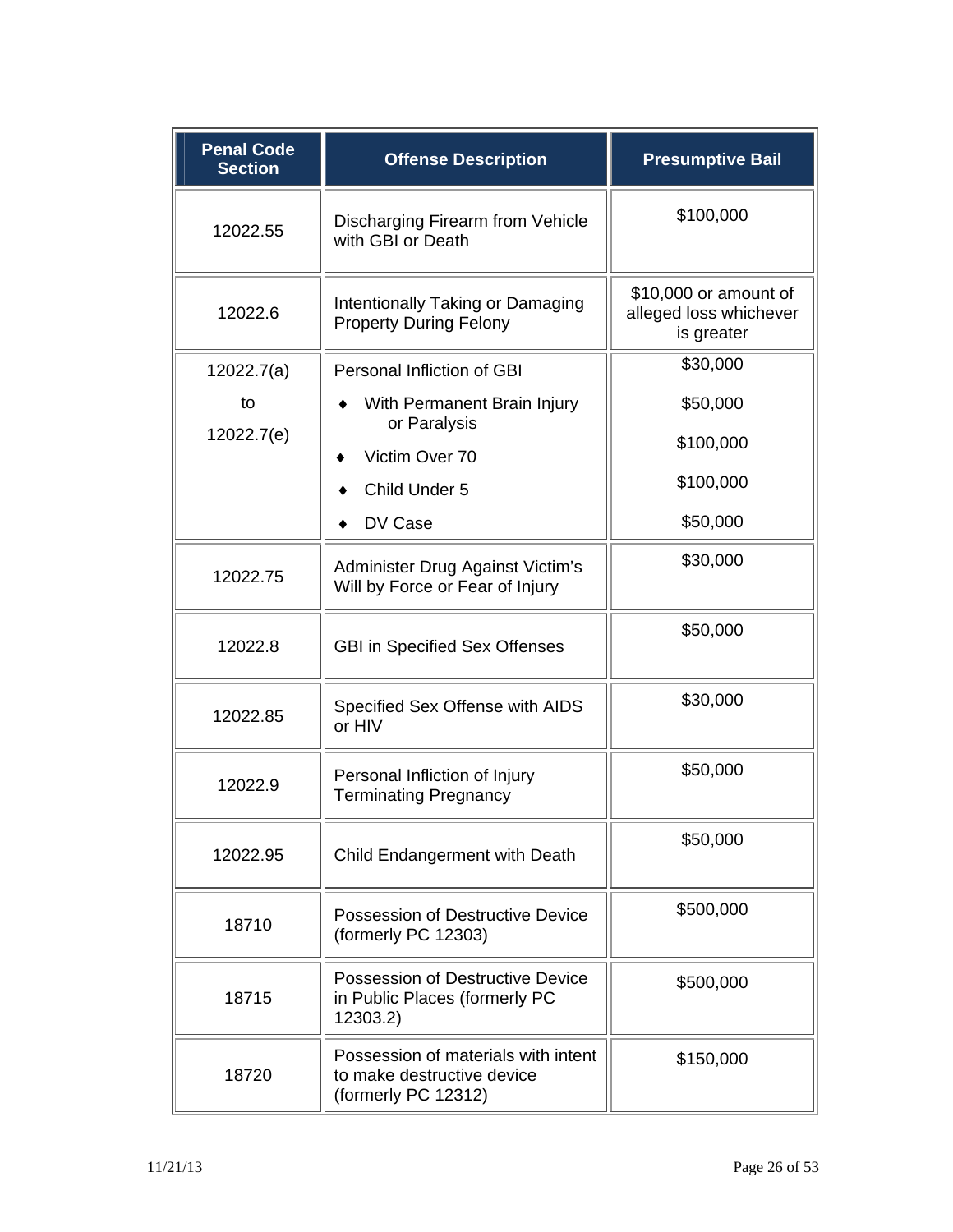| Penal Code Section | Offense Description | Presumptive Bail |
|---|---|---|
| 12022.55 | Discharging Firearm from Vehicle with GBI or Death | $100,000 |
| 12022.6 | Intentionally Taking or Damaging Property During Felony | $10,000 or amount of alleged loss whichever is greater |
| 12022.7(a) to 12022.7(e) | Personal Infliction of GBI | $30,000 |
| | ♦ With Permanent Brain Injury or Paralysis | $50,000 |
| | ♦ Victim Over 70 | $100,000 |
| | ♦ Child Under 5 | $100,000 |
| | ♦ DV Case | $50,000 |
| 12022.75 | Administer Drug Against Victim's Will by Force or Fear of Injury | $30,000 |
| 12022.8 | GBI in Specified Sex Offenses | $50,000 |
| 12022.85 | Specified Sex Offense with AIDS or HIV | $30,000 |
| 12022.9 | Personal Infliction of Injury Terminating Pregnancy | $50,000 |
| 12022.95 | Child Endangerment with Death | $50,000 |
| 18710 | Possession of Destructive Device (formerly PC 12303) | $500,000 |
| 18715 | Possession of Destructive Device in Public Places (formerly PC 12303.2) | $500,000 |
| 18720 | Possession of materials with intent to make destructive device (formerly PC 12312) | $150,000 |

11/21/13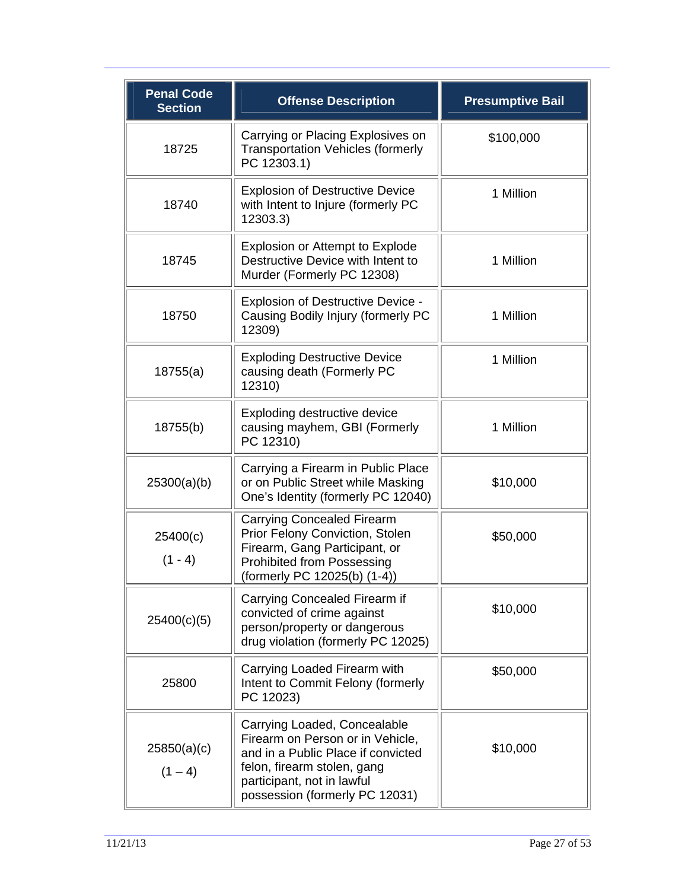| Penal Code Section | Offense Description | Presumptive Bail |
|---|---|---|
| 18725 | Carrying or Placing Explosives on Transportation Vehicles (formerly PC 12303.1) | $100,000 |
| 18740 | Explosion of Destructive Device with Intent to Injure (formerly PC 12303.3) | 1 Million |
| 18745 | Explosion or Attempt to Explode Destructive Device with Intent to Murder (Formerly PC 12308) | 1 Million |
| 18750 | Explosion of Destructive Device - Causing Bodily Injury (formerly PC 12309) | 1 Million |
| 18755(a) | Exploding Destructive Device causing death (Formerly PC 12310) | 1 Million |
| 18755(b) | Exploding destructive device causing mayhem, GBI (Formerly PC 12310) | 1 Million |
| 25300(a)(b) | Carrying a Firearm in Public Place or on Public Street while Masking One's Identity (formerly PC 12040) | $10,000 |
| 25400(c) (1 - 4) | Carrying Concealed Firearm Prior Felony Conviction, Stolen Firearm, Gang Participant, or Prohibited from Possessing (formerly PC 12025(b) (1-4)) | $50,000 |
| 25400(c)(5) | Carrying Concealed Firearm if convicted of crime against person/property or dangerous drug violation (formerly PC 12025) | $10,000 |
| 25800 | Carrying Loaded Firearm with Intent to Commit Felony (formerly PC 12023) | $50,000 |
| 25850(a)(c) (1 – 4) | Carrying Loaded, Concealable Firearm on Person or in Vehicle, and in a Public Place if convicted felon, firearm stolen, gang participant, not in lawful possession (formerly PC 12031) | $10,000 |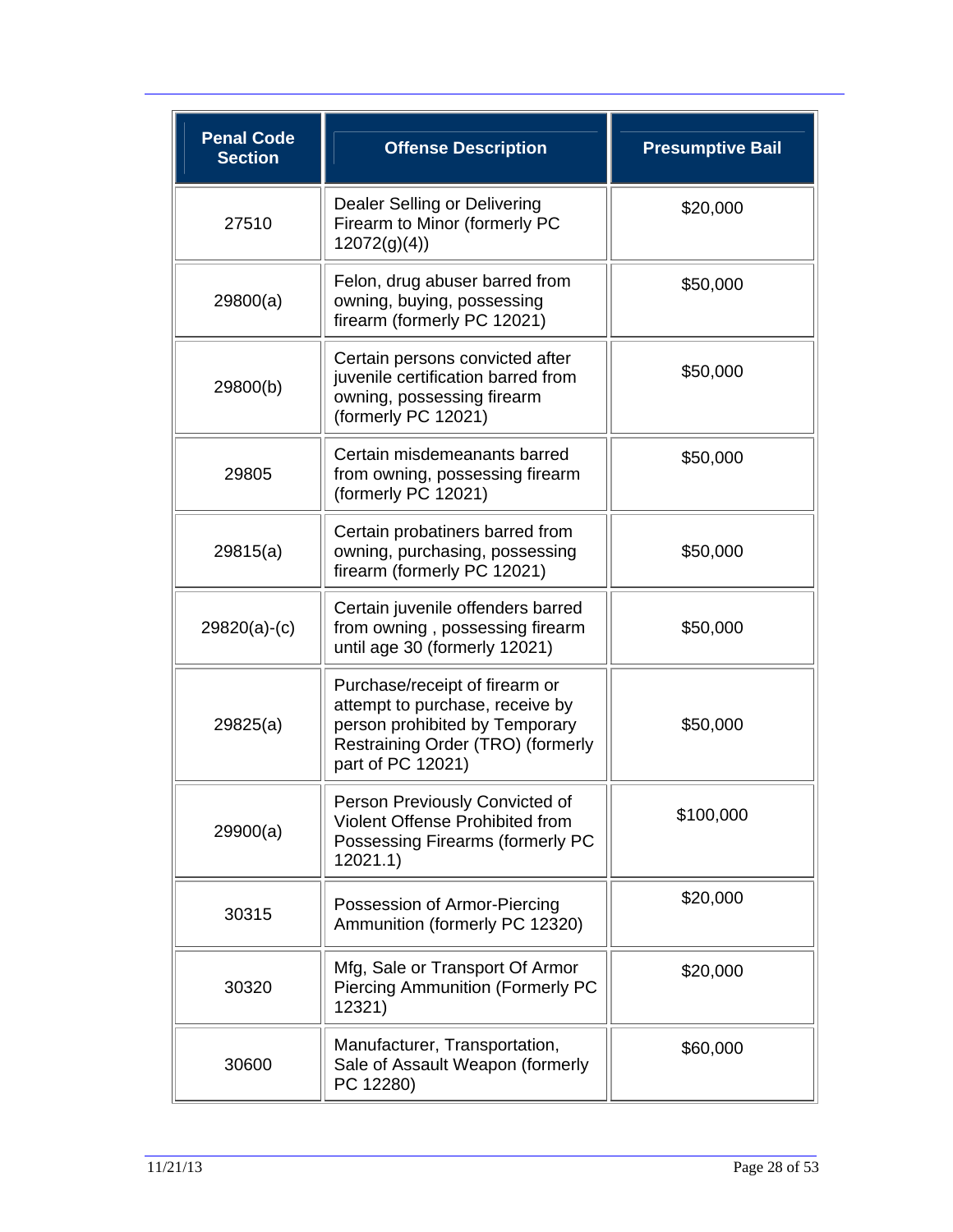| Penal Code Section | Offense Description | Presumptive Bail |
|---|---|---|
| 27510 | Dealer Selling or Delivering Firearm to Minor (formerly PC 12072(g)(4)) | $20,000 |
| 29800(a) | Felon, drug abuser barred from owning, buying, possessing firearm (formerly PC 12021) | $50,000 |
| 29800(b) | Certain persons convicted after juvenile certification barred from owning, possessing firearm (formerly PC 12021) | $50,000 |
| 29805 | Certain misdemeanants barred from owning, possessing firearm (formerly PC 12021) | $50,000 |
| 29815(a) | Certain probatiners barred from owning, purchasing, possessing firearm (formerly PC 12021) | $50,000 |
| 29820(a)-(c) | Certain juvenile offenders barred from owning , possessing firearm until age 30 (formerly 12021) | $50,000 |
| 29825(a) | Purchase/receipt of firearm or attempt to purchase, receive by person prohibited by Temporary Restraining Order (TRO) (formerly part of PC 12021) | $50,000 |
| 29900(a) | Person Previously Convicted of Violent Offense Prohibited from Possessing Firearms (formerly PC 12021.1) | $100,000 |
| 30315 | Possession of Armor-Piercing Ammunition (formerly PC 12320) | $20,000 |
| 30320 | Mfg, Sale or Transport Of Armor Piercing Ammunition (Formerly PC 12321) | $20,000 |
| 30600 | Manufacturer, Transportation, Sale of Assault Weapon (formerly PC 12280) | $60,000 |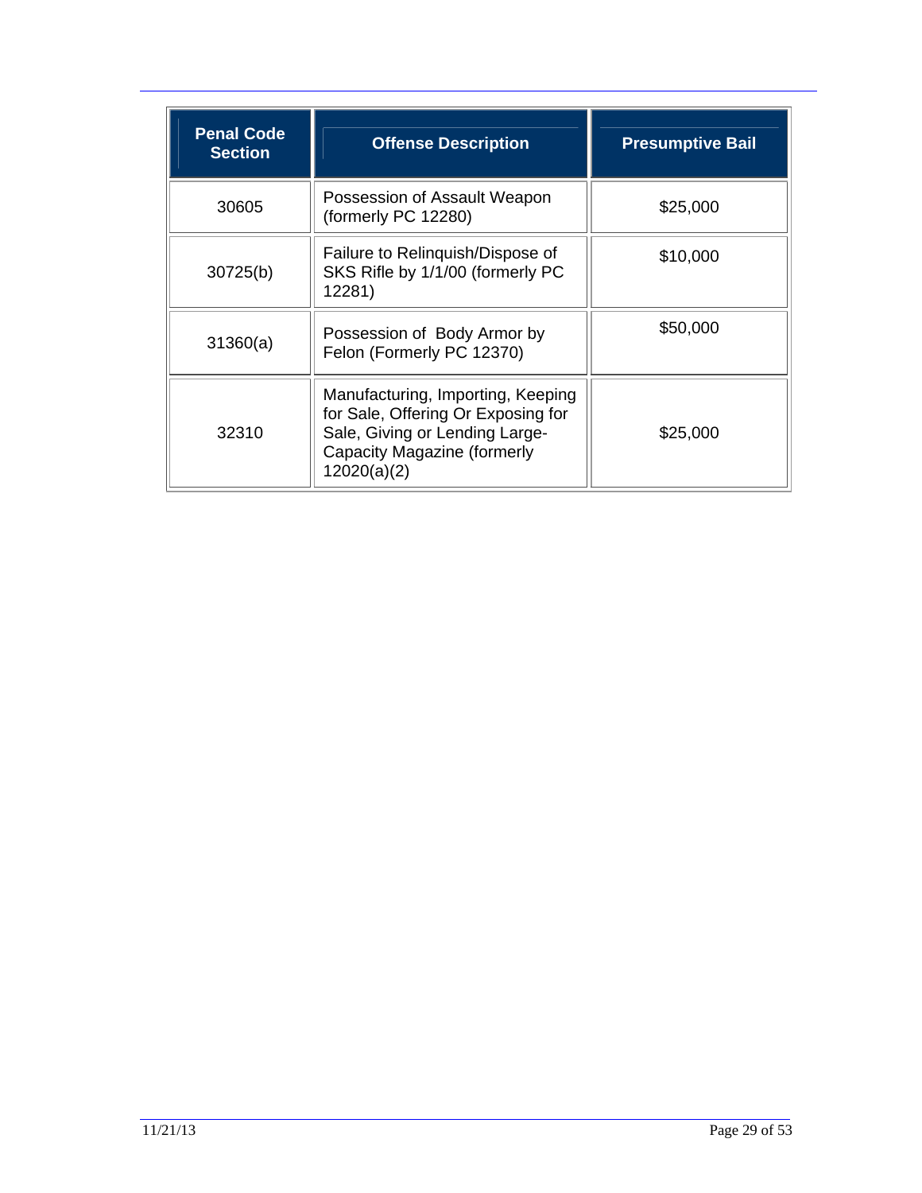| Penal Code Section | Offense Description | Presumptive Bail |
| --- | --- | --- |
| 30605 | Possession of Assault Weapon (formerly PC 12280) | $25,000 |
| 30725(b) | Failure to Relinquish/Dispose of SKS Rifle by 1/1/00 (formerly PC 12281) | $10,000 |
| 31360(a) | Possession of Body Armor by Felon (Formerly PC 12370) | $50,000 |
| 32310 | Manufacturing, Importing, Keeping for Sale, Offering Or Exposing for Sale, Giving or Lending Large-Capacity Magazine (formerly 12020(a)(2) | $25,000 |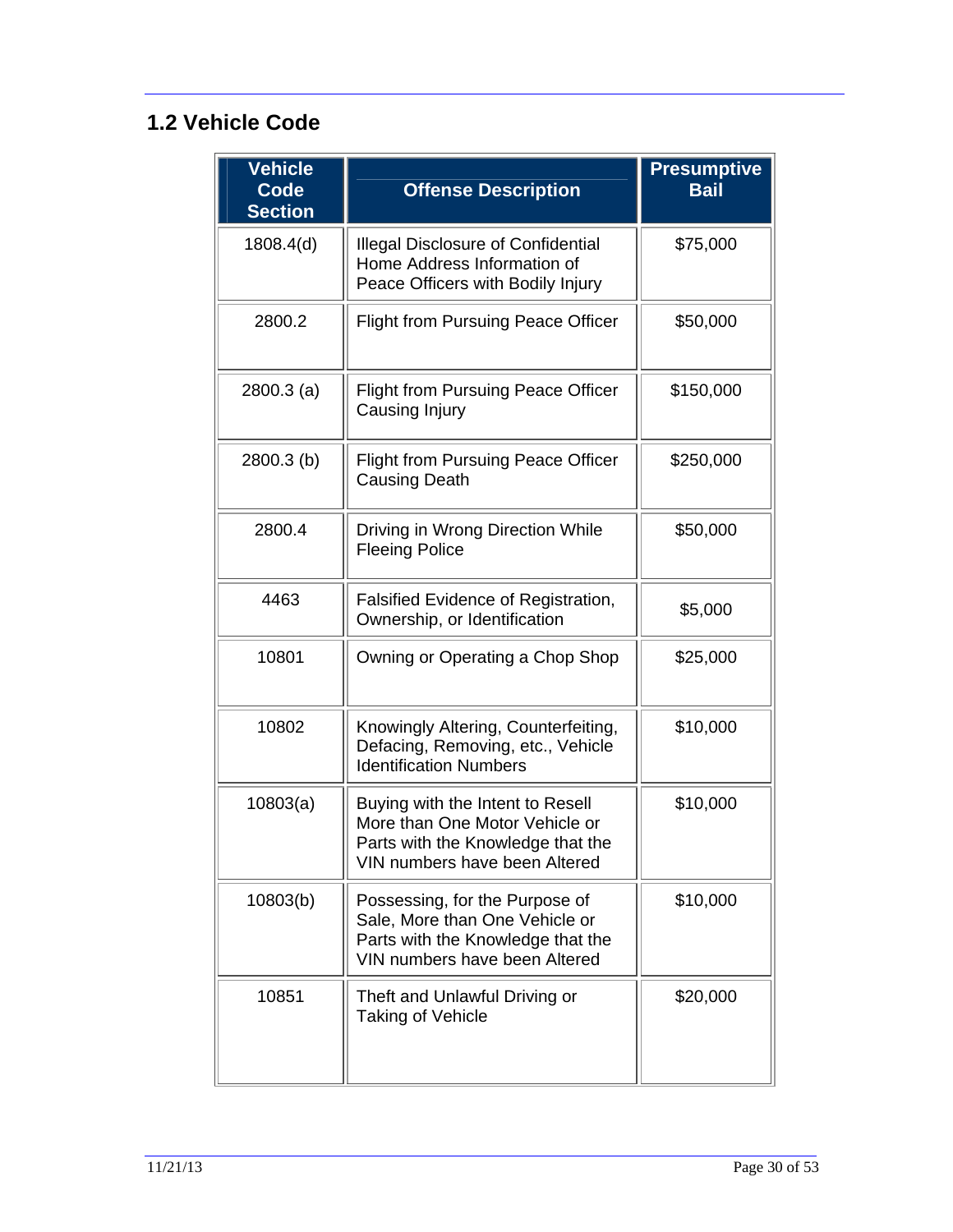## 1.2 Vehicle Code

| Vehicle Code Section | Offense Description | Presumptive Bail |
|---|---|---|
| 1808.4(d) | Illegal Disclosure of Confidential Home Address Information of Peace Officers with Bodily Injury | $75,000 |
| 2800.2 | Flight from Pursuing Peace Officer | $50,000 |
| 2800.3 (a) | Flight from Pursuing Peace Officer Causing Injury | $150,000 |
| 2800.3 (b) | Flight from Pursuing Peace Officer Causing Death | $250,000 |
| 2800.4 | Driving in Wrong Direction While Fleeing Police | $50,000 |
| 4463 | Falsified Evidence of Registration, Ownership, or Identification | $5,000 |
| 10801 | Owning or Operating a Chop Shop | $25,000 |
| 10802 | Knowingly Altering, Counterfeiting, Defacing, Removing, etc., Vehicle Identification Numbers | $10,000 |
| 10803(a) | Buying with the Intent to Resell More than One Motor Vehicle or Parts with the Knowledge that the VIN numbers have been Altered | $10,000 |
| 10803(b) | Possessing, for the Purpose of Sale, More than One Vehicle or Parts with the Knowledge that the VIN numbers have been Altered | $10,000 |
| 10851 | Theft and Unlawful Driving or Taking of Vehicle | $20,000 |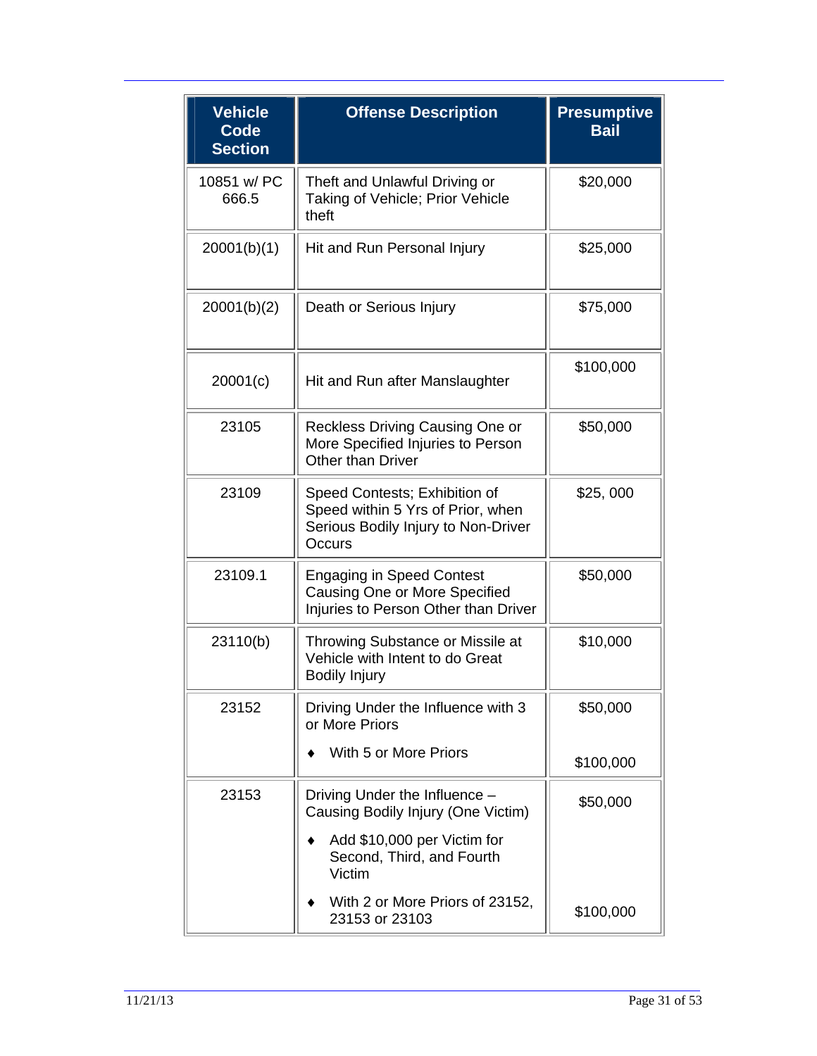| Vehicle Code Section | Offense Description | Presumptive Bail |
|---|---|---|
| 10851 w/ PC 666.5 | Theft and Unlawful Driving or Taking of Vehicle; Prior Vehicle theft | $20,000 |
| 20001(b)(1) | Hit and Run Personal Injury | $25,000 |
| 20001(b)(2) | Death or Serious Injury | $75,000 |
| 20001(c) | Hit and Run after Manslaughter | $100,000 |
| 23105 | Reckless Driving Causing One or More Specified Injuries to Person Other than Driver | $50,000 |
| 23109 | Speed Contests; Exhibition of Speed within 5 Yrs of Prior, when Serious Bodily Injury to Non-Driver Occurs | $25, 000 |
| 23109.1 | Engaging in Speed Contest Causing One or More Specified Injuries to Person Other than Driver | $50,000 |
| 23110(b) | Throwing Substance or Missile at Vehicle with Intent to do Great Bodily Injury | $10,000 |
| 23152 | Driving Under the Influence with 3 or More Priors | $50,000 |
| | ♦ With 5 or More Priors | $100,000 |
| 23153 | Driving Under the Influence – Causing Bodily Injury (One Victim) | $50,000 |
| | ♦ Add $10,000 per Victim for Second, Third, and Fourth Victim | |
| | ♦ With 2 or More Priors of 23152, 23153 or 23103 | $100,000 |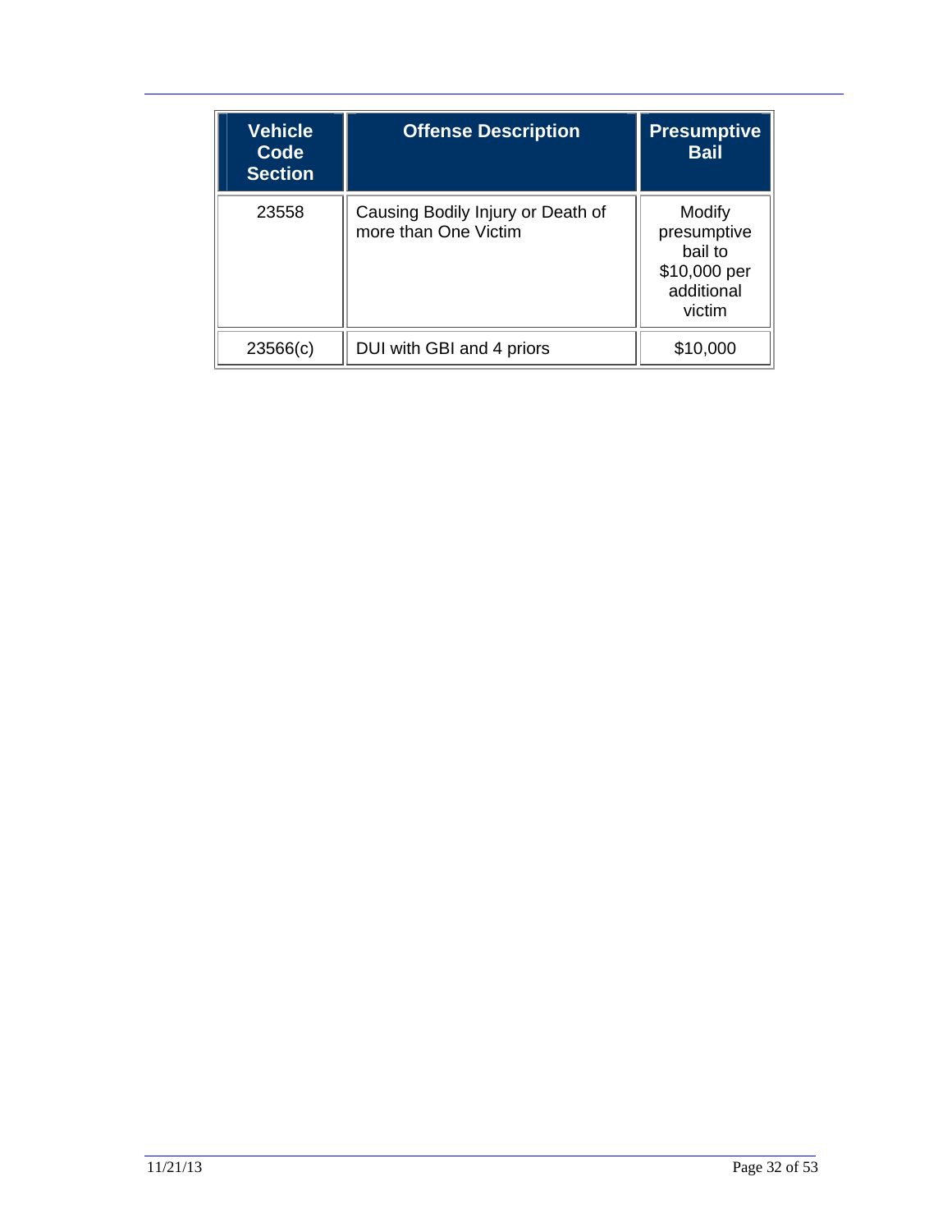| Vehicle Code Section | Offense Description | Presumptive Bail |
|---|---|---|
| 23558 | Causing Bodily Injury or Death of more than One Victim | Modify presumptive bail to $10,000 per additional victim |
| 23566(c) | DUI with GBI and 4 priors | $10,000 |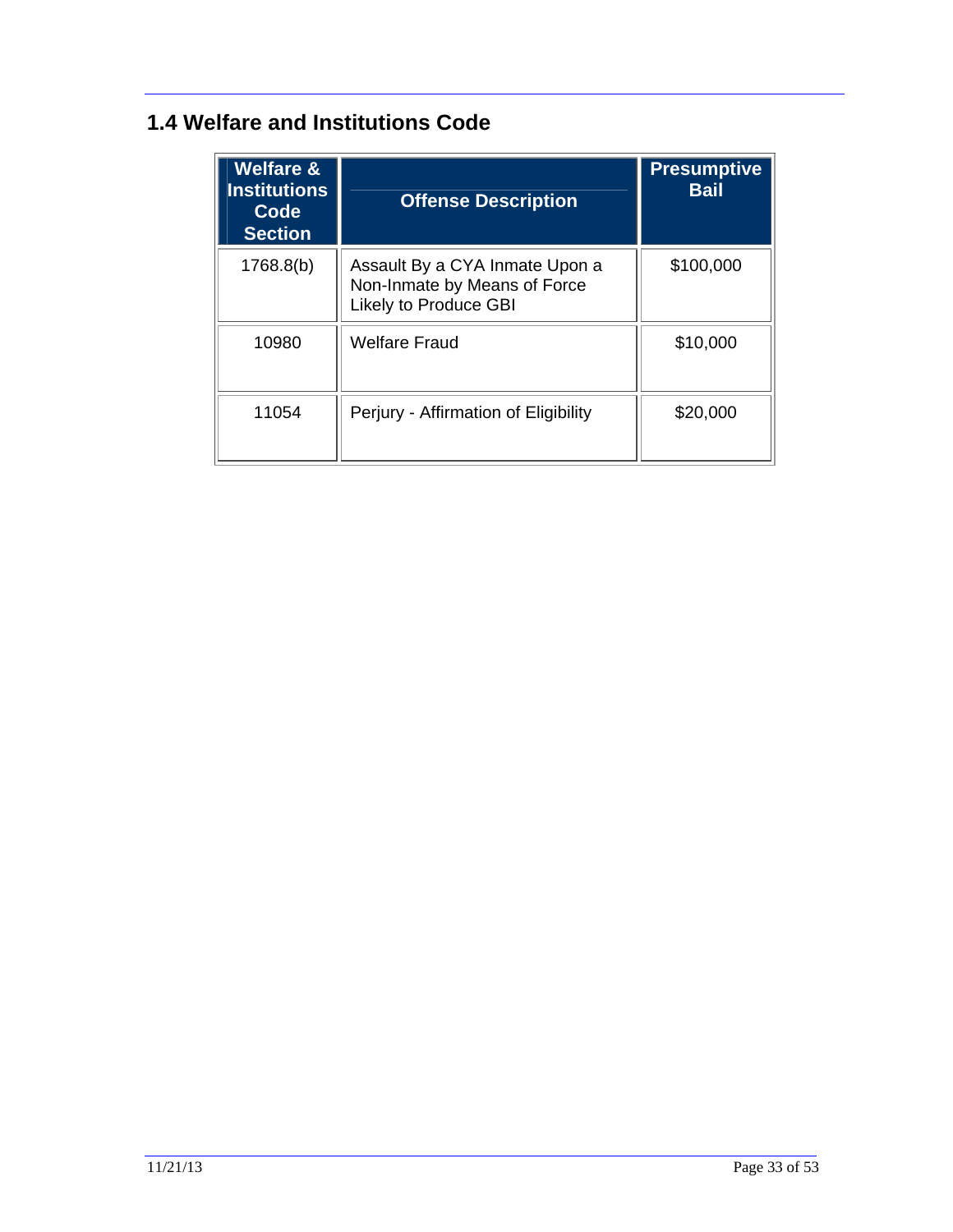## 1.4 Welfare and Institutions Code

| Welfare & Institutions Code Section | Offense Description | Presumptive Bail |
|---|---|---|
| 1768.8(b) | Assault By a CYA Inmate Upon a Non-Inmate by Means of Force Likely to Produce GBI | $100,000 |
| 10980 | Welfare Fraud | $10,000 |
| 11054 | Perjury - Affirmation of Eligibility | $20,000 |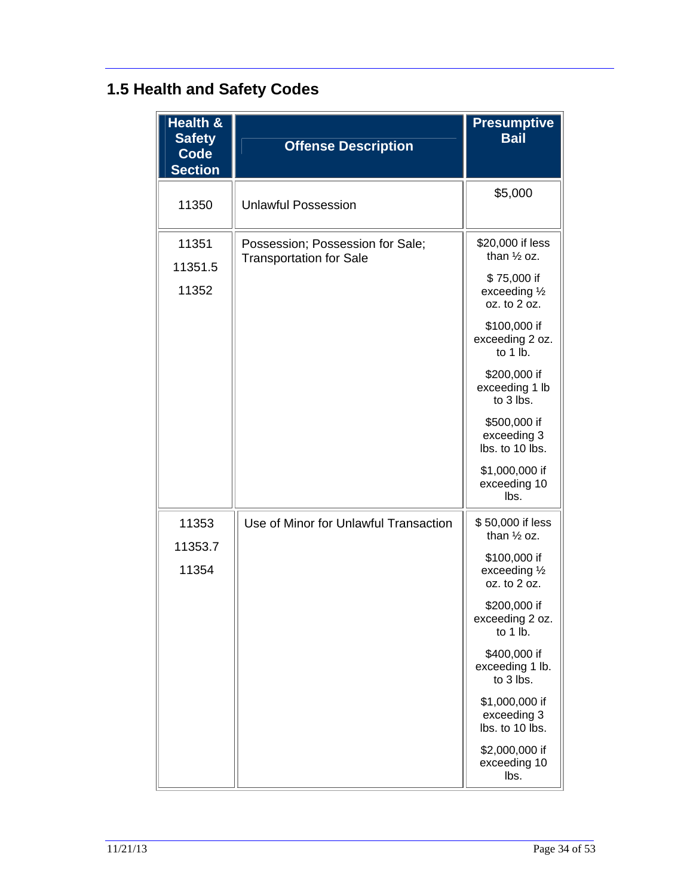## 1.5 Health and Safety Codes

| Health & Safety Code Section | Offense Description | Presumptive Bail |
|---|---|---|
| 11350 | Unlawful Possession | $5,000 |
| 11351<br>11351.5<br>11352 | Possession; Possession for Sale; Transportation for Sale | $20,000 if less than ½ oz.<br>$ 75,000 if exceeding ½ oz. to 2 oz.<br>$100,000 if exceeding 2 oz. to 1 lb.<br>$200,000 if exceeding 1 lb to 3 lbs.<br>$500,000 if exceeding 3 lbs. to 10 lbs.<br>$1,000,000 if exceeding 10 lbs. |
| 11353<br>11353.7<br>11354 | Use of Minor for Unlawful Transaction | $ 50,000 if less than ½ oz.<br>$100,000 if exceeding ½ oz. to 2 oz.<br>$200,000 if exceeding 2 oz. to 1 lb.<br>$400,000 if exceeding 1 lb. to 3 lbs.<br>$1,000,000 if exceeding 3 lbs. to 10 lbs.<br>$2,000,000 if exceeding 10 lbs. |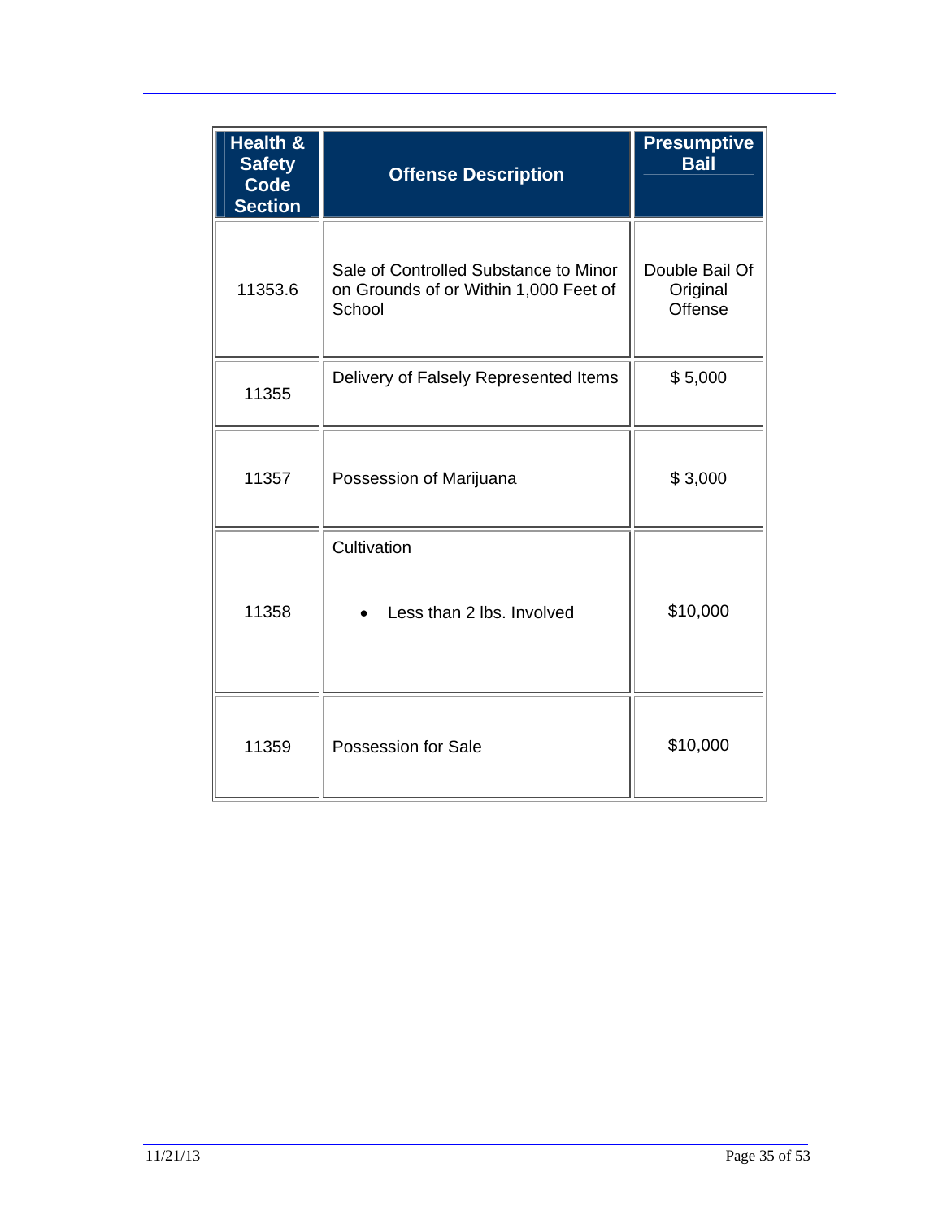| Health & Safety Code Section | Offense Description | Presumptive Bail |
|---|---|---|
| 11353.6 | Sale of Controlled Substance to Minor on Grounds of or Within 1,000 Feet of School | Double Bail Of Original Offense |
| 11355 | Delivery of Falsely Represented Items | $ 5,000 |
| 11357 | Possession of Marijuana | $ 3,000 |
| 11358 | Cultivation<br>• Less than 2 lbs. Involved | $10,000 |
| 11359 | Possession for Sale | $10,000 |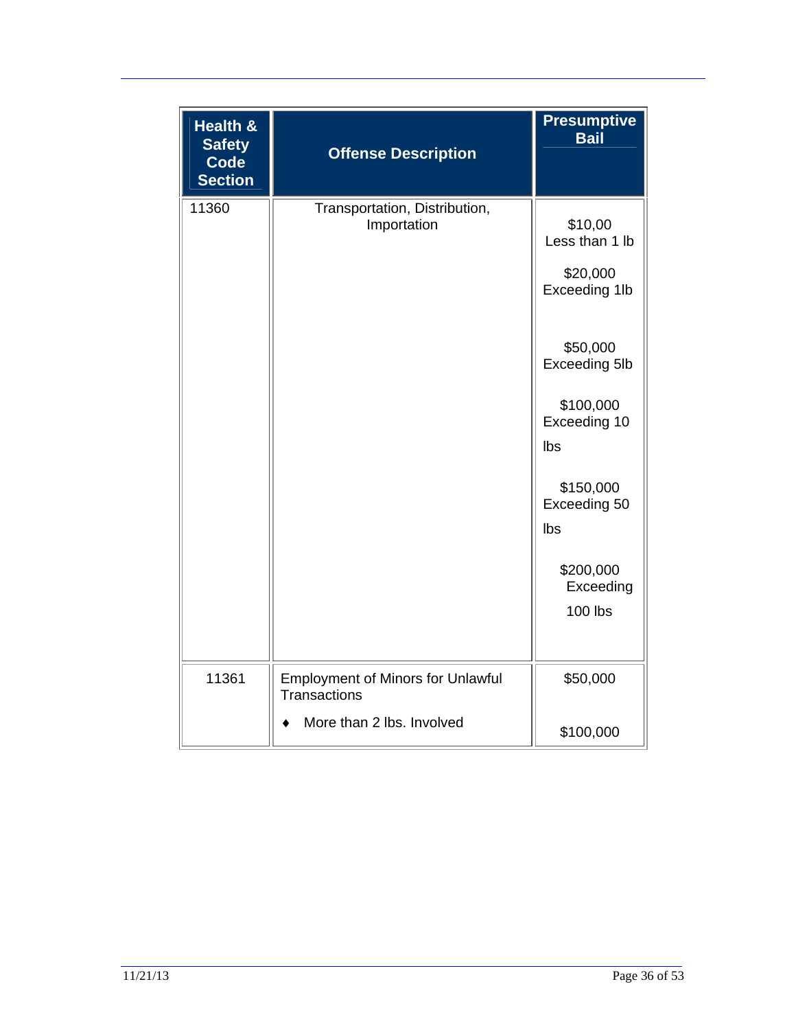| Health & Safety Code Section | Offense Description | Presumptive Bail |
|---|---|---|
| 11360 | Transportation, Distribution, Importation | $10,00 Less than 1 lb<br><br>$20,000 Exceeding 1lb<br><br>$50,000 Exceeding 5lb<br><br>$100,000 Exceeding 10 lbs<br><br>$150,000 Exceeding 50 lbs<br><br>$200,000 Exceeding 100 lbs |
| 11361 | Employment of Minors for Unlawful Transactions<br><br>♦ More than 2 lbs. Involved | $50,000<br><br>$100,000 |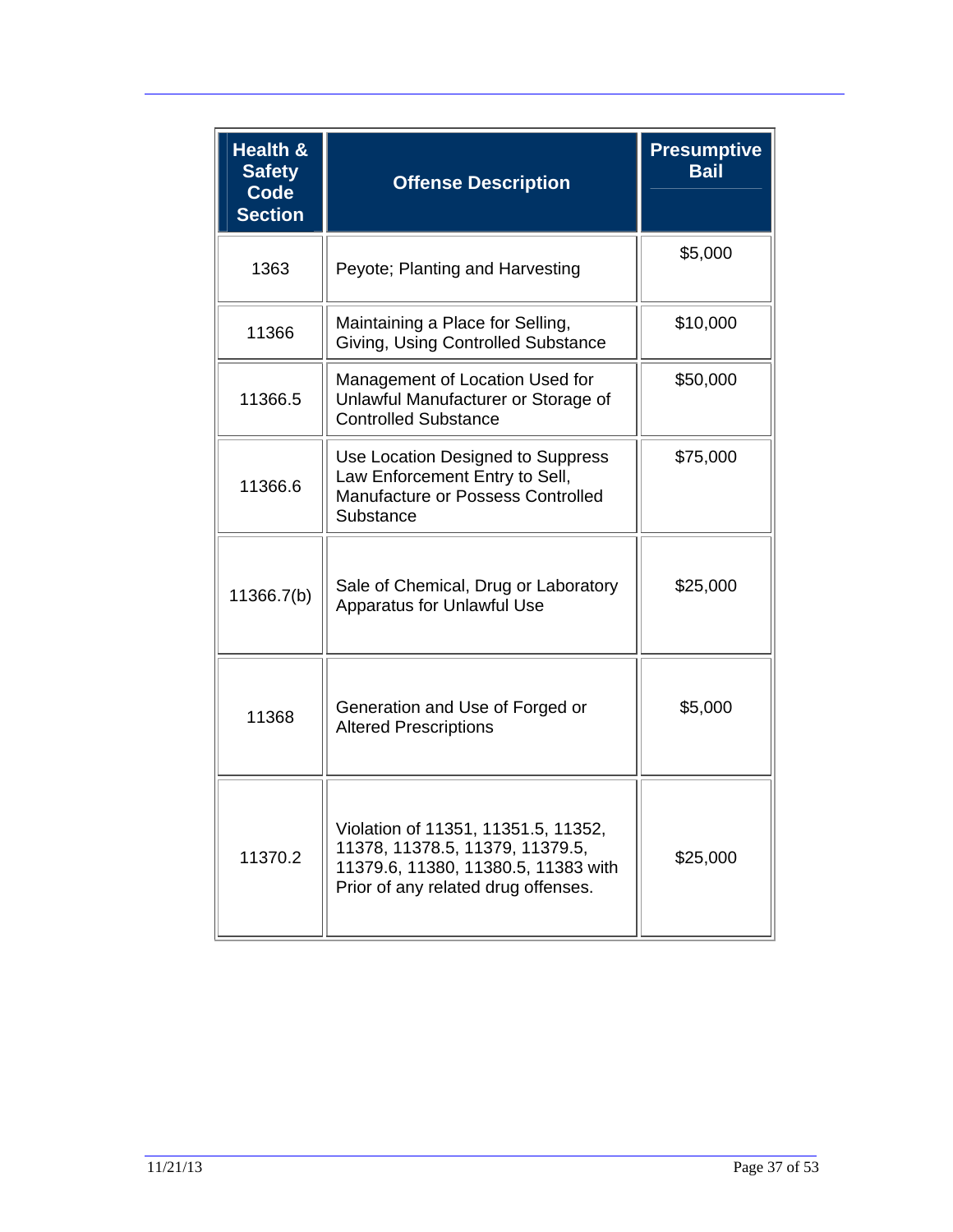| Health & Safety Code Section | Offense Description | Presumptive Bail |
|---|---|---|
| 1363 | Peyote; Planting and Harvesting | $5,000 |
| 11366 | Maintaining a Place for Selling, Giving, Using Controlled Substance | $10,000 |
| 11366.5 | Management of Location Used for Unlawful Manufacturer or Storage of Controlled Substance | $50,000 |
| 11366.6 | Use Location Designed to Suppress Law Enforcement Entry to Sell, Manufacture or Possess Controlled Substance | $75,000 |
| 11366.7(b) | Sale of Chemical, Drug or Laboratory Apparatus for Unlawful Use | $25,000 |
| 11368 | Generation and Use of Forged or Altered Prescriptions | $5,000 |
| 11370.2 | Violation of 11351, 11351.5, 11352, 11378, 11378.5, 11379, 11379.5, 11379.6, 11380, 11380.5, 11383 with Prior of any related drug offenses. | $25,000 |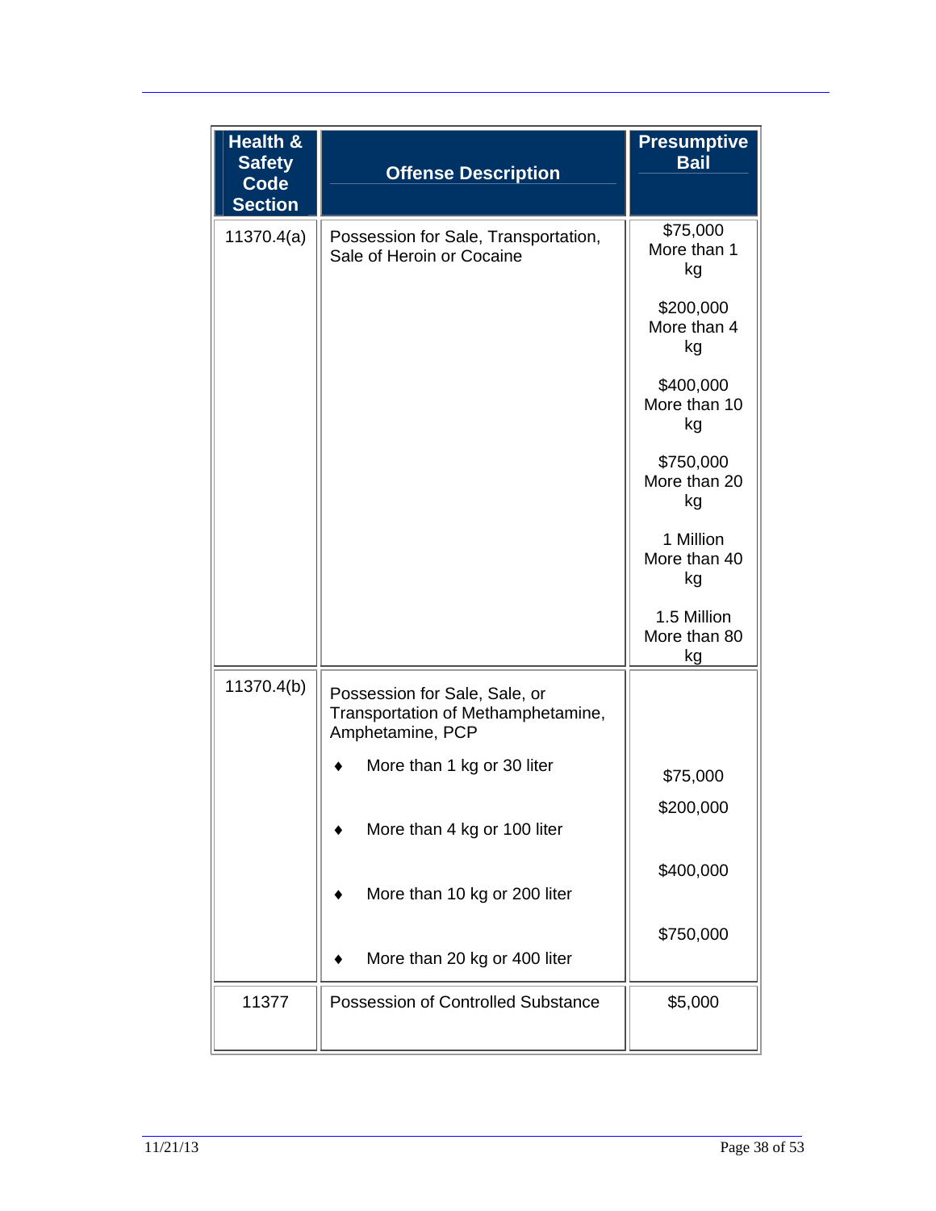| Health & Safety Code Section | Offense Description | Presumptive Bail |
|---|---|---|
| 11370.4(a) | Possession for Sale, Transportation, Sale of Heroin or Cocaine | $75,000 More than 1 kg<br><br>$200,000 More than 4 kg<br><br>$400,000 More than 10 kg<br><br>$750,000 More than 20 kg<br><br>1 Million More than 40 kg<br><br>1.5 Million More than 80 kg |
| 11370.4(b) | Possession for Sale, Sale, or Transportation of Methamphetamine, Amphetamine, PCP<br><br>♦ More than 1 kg or 30 liter<br><br>♦ More than 4 kg or 100 liter<br><br>♦ More than 10 kg or 200 liter<br><br>♦ More than 20 kg or 400 liter | $75,000<br><br>$200,000<br><br>$400,000<br><br>$750,000 |
| 11377 | Possession of Controlled Substance | $5,000 |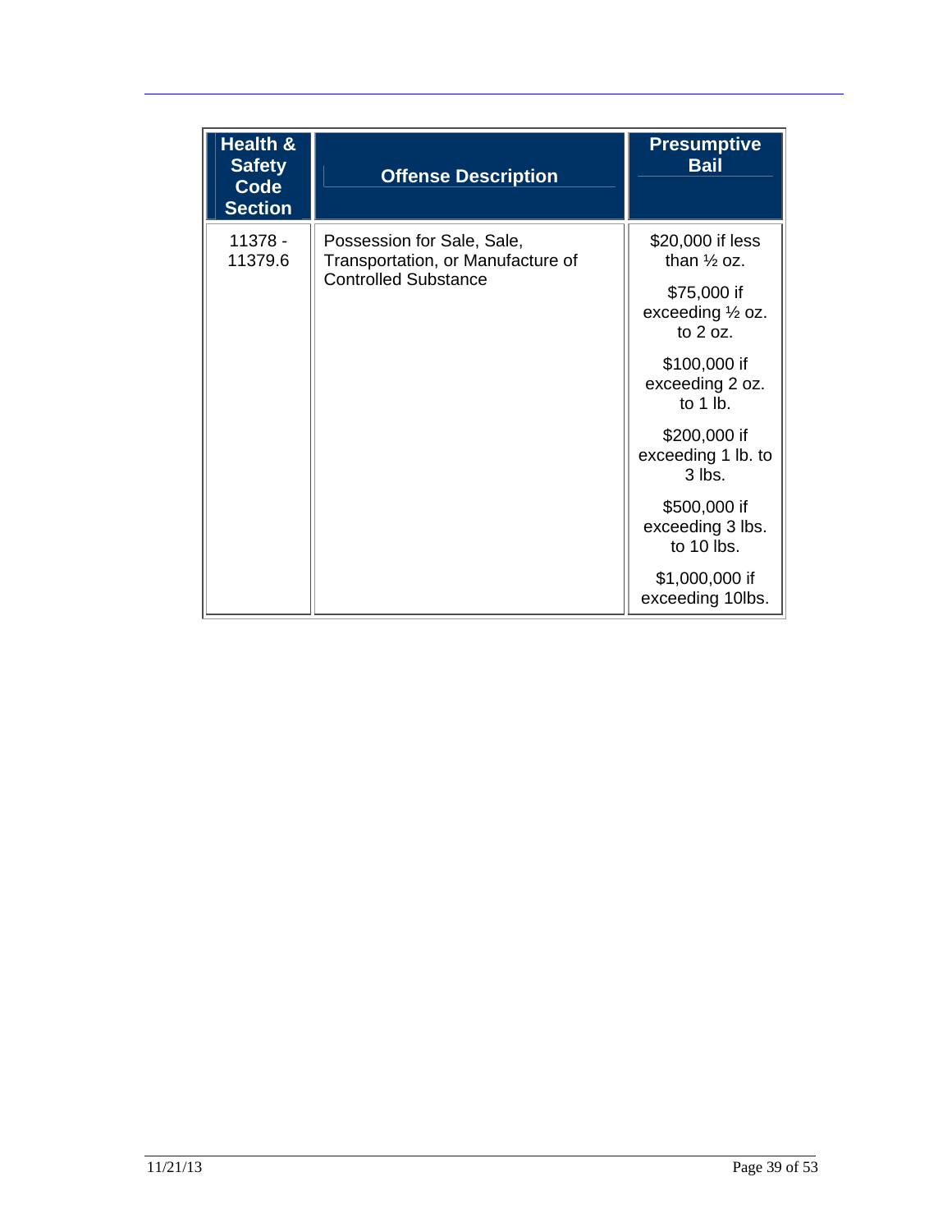| Health & Safety Code Section | Offense Description | Presumptive Bail |
|---|---|---|
| 11378 - 11379.6 | Possession for Sale, Sale, Transportation, or Manufacture of Controlled Substance | $20,000 if less than ½ oz.<br><br>$75,000 if exceeding ½ oz. to 2 oz.<br><br>$100,000 if exceeding 2 oz. to 1 lb.<br><br>$200,000 if exceeding 1 lb. to 3 lbs.<br><br>$500,000 if exceeding 3 lbs. to 10 lbs.<br><br>$1,000,000 if exceeding 10lbs. |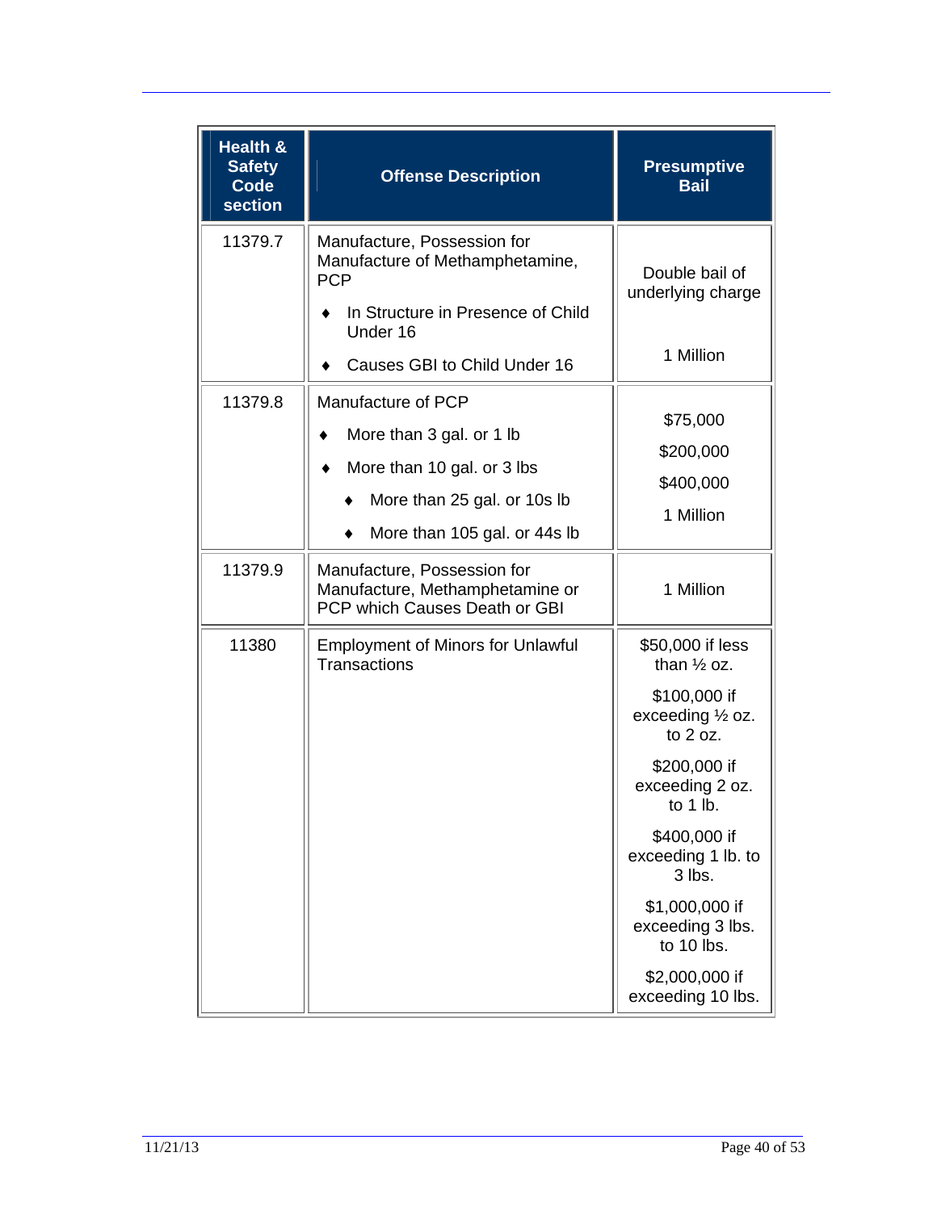| Health & Safety Code section | Offense Description | Presumptive Bail |
|---|---|---|
| 11379.7 | Manufacture, Possession for Manufacture of Methamphetamine, PCP<br>♦ In Structure in Presence of Child Under 16<br>♦ Causes GBI to Child Under 16 | Double bail of underlying charge<br><br>1 Million |
| 11379.8 | Manufacture of PCP<br>♦ More than 3 gal. or 1 lb<br>♦ More than 10 gal. or 3 lbs<br>♦ More than 25 gal. or 10s lb<br>♦ More than 105 gal. or 44s lb | $75,000<br>$200,000<br>$400,000<br>1 Million |
| 11379.9 | Manufacture, Possession for Manufacture, Methamphetamine or PCP which Causes Death or GBI | 1 Million |
| 11380 | Employment of Minors for Unlawful Transactions | $50,000 if less than ½ oz.<br>$100,000 if exceeding ½ oz. to 2 oz.<br>$200,000 if exceeding 2 oz. to 1 lb.<br>$400,000 if exceeding 1 lb. to 3 lbs.<br>$1,000,000 if exceeding 3 lbs. to 10 lbs.<br>$2,000,000 if exceeding 10 lbs. |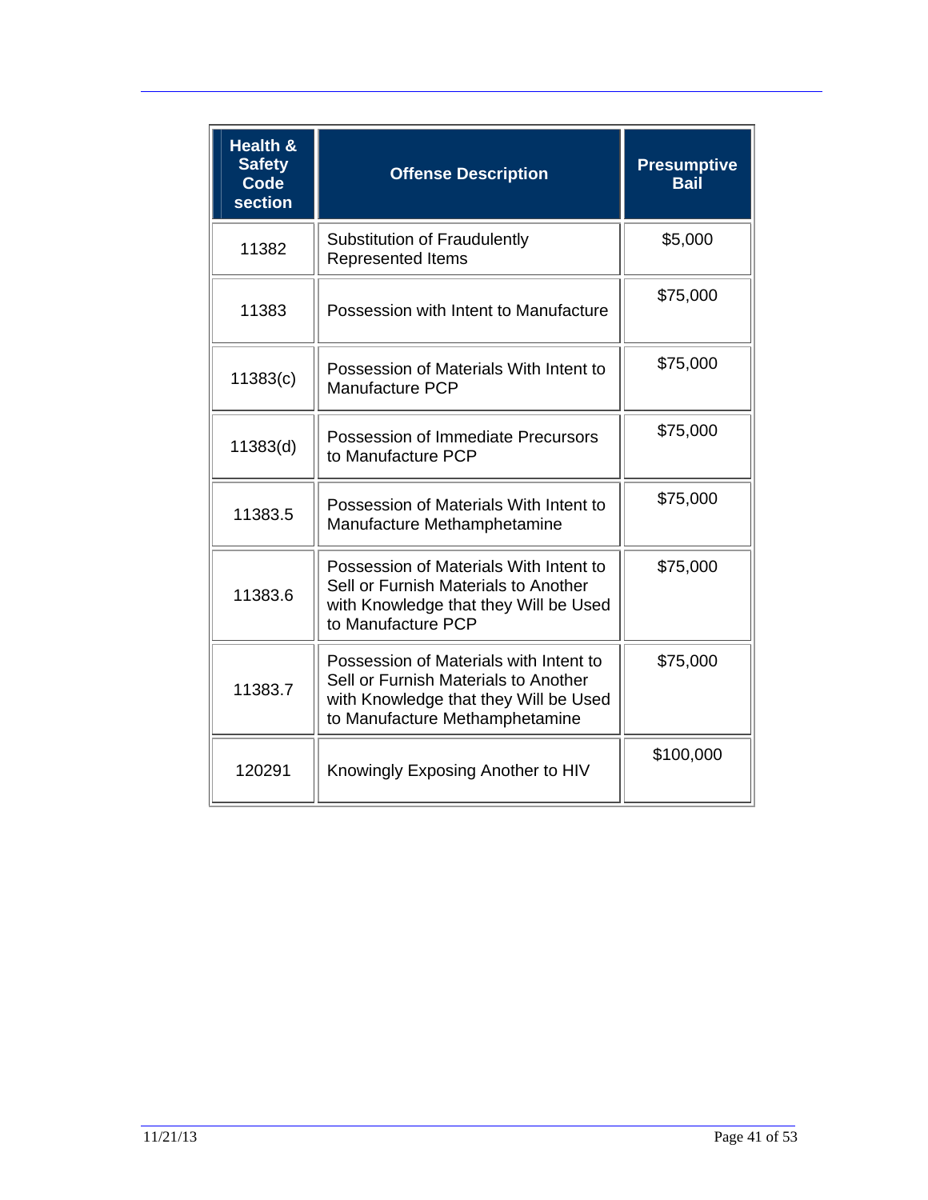| Health & Safety Code section | Offense Description | Presumptive Bail |
|---|---|---|
| 11382 | Substitution of Fraudulently Represented Items | $5,000 |
| 11383 | Possession with Intent to Manufacture | $75,000 |
| 11383(c) | Possession of Materials With Intent to Manufacture PCP | $75,000 |
| 11383(d) | Possession of Immediate Precursors to Manufacture PCP | $75,000 |
| 11383.5 | Possession of Materials With Intent to Manufacture Methamphetamine | $75,000 |
| 11383.6 | Possession of Materials With Intent to Sell or Furnish Materials to Another with Knowledge that they Will be Used to Manufacture PCP | $75,000 |
| 11383.7 | Possession of Materials with Intent to Sell or Furnish Materials to Another with Knowledge that they Will be Used to Manufacture Methamphetamine | $75,000 |
| 120291 | Knowingly Exposing Another to HIV | $100,000 |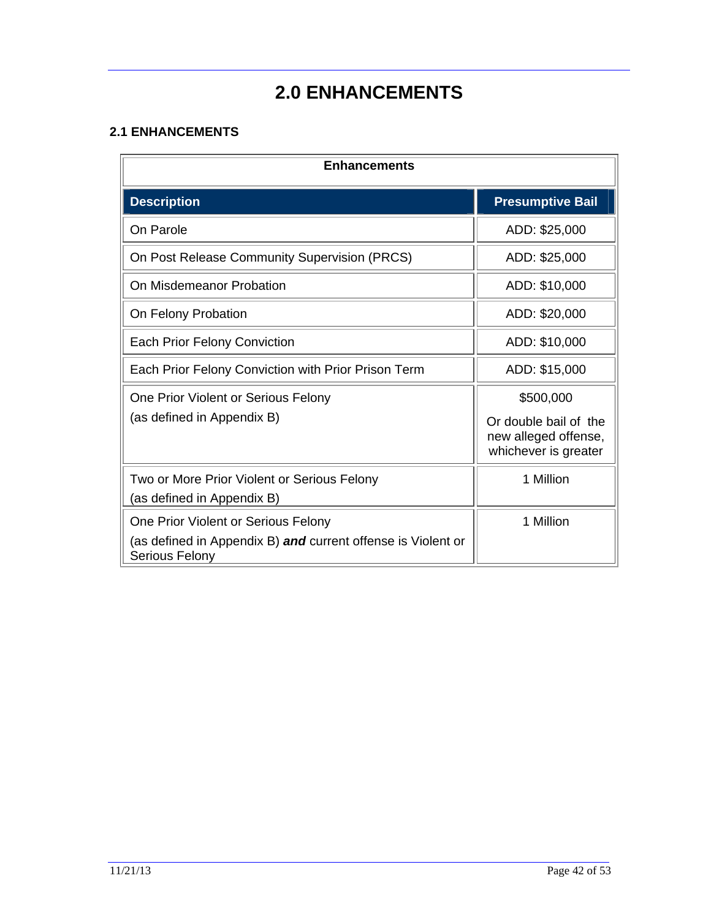# 2.0 ENHANCEMENTS

### 2.1 ENHANCEMENTS

| Enhancements | |
|---|---|
| **Description** | **Presumptive Bail** |
| On Parole | ADD: $25,000 |
| On Post Release Community Supervision (PRCS) | ADD: $25,000 |
| On Misdemeanor Probation | ADD: $10,000 |
| On Felony Probation | ADD: $20,000 |
| Each Prior Felony Conviction | ADD: $10,000 |
| Each Prior Felony Conviction with Prior Prison Term | ADD: $15,000 |
| One Prior Violent or Serious Felony (as defined in Appendix B) | $500,000 Or double bail of the new alleged offense, whichever is greater |
| Two or More Prior Violent or Serious Felony (as defined in Appendix B) | 1 Million |
| One Prior Violent or Serious Felony (as defined in Appendix B) ***and*** current offense is Violent or Serious Felony | 1 Million |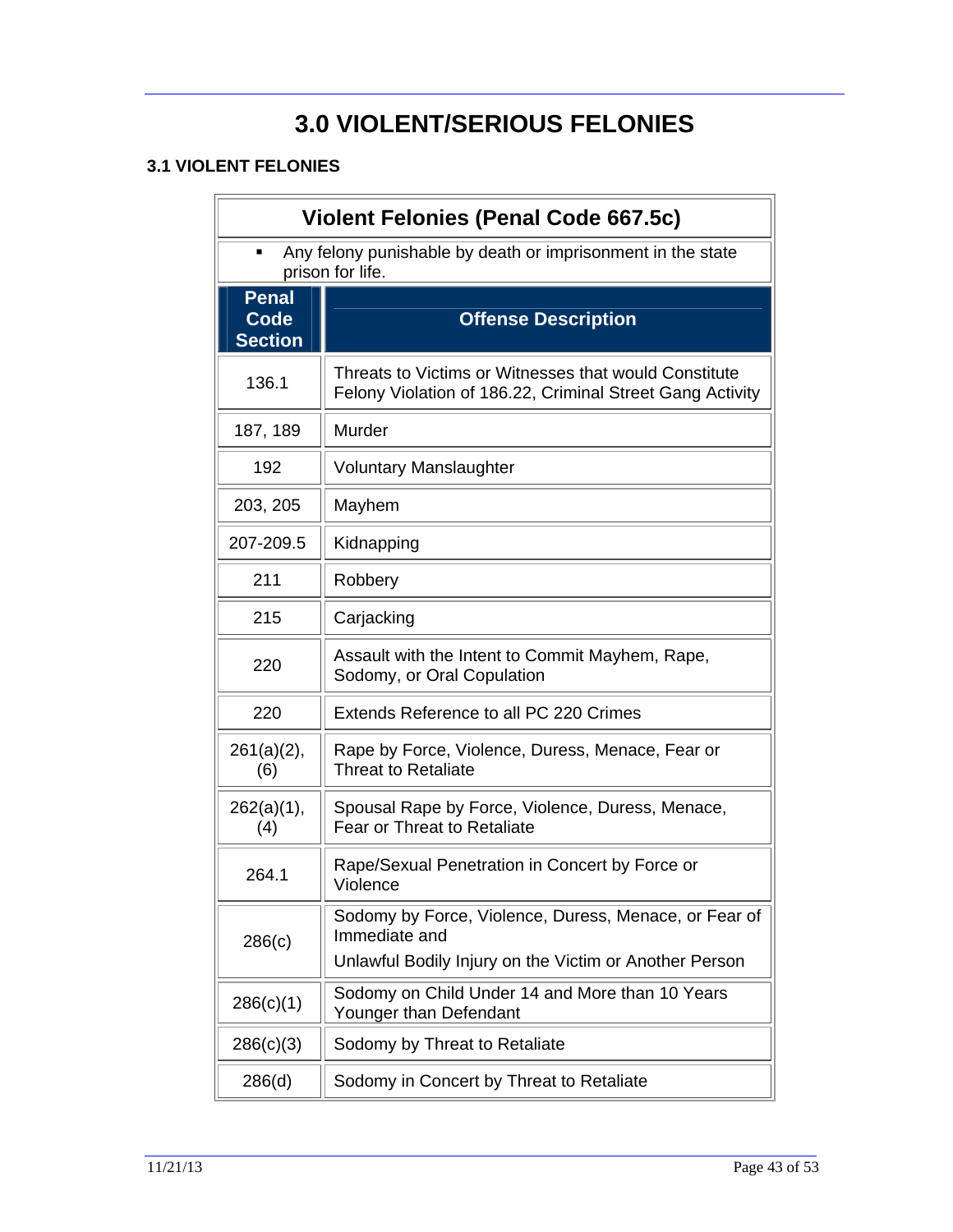# 3.0 VIOLENT/SERIOUS FELONIES

## 3.1 VIOLENT FELONIES

| Violent Felonies (Penal Code 667.5c) | |
|---|---|
| ▪ Any felony punishable by death or imprisonment in the state prison for life. | |
| **Penal Code Section** | **Offense Description** |
| 136.1 | Threats to Victims or Witnesses that would Constitute Felony Violation of 186.22, Criminal Street Gang Activity |
| 187, 189 | Murder |
| 192 | Voluntary Manslaughter |
| 203, 205 | Mayhem |
| 207-209.5 | Kidnapping |
| 211 | Robbery |
| 215 | Carjacking |
| 220 | Assault with the Intent to Commit Mayhem, Rape, Sodomy, or Oral Copulation |
| 220 | Extends Reference to all PC 220 Crimes |
| 261(a)(2), (6) | Rape by Force, Violence, Duress, Menace, Fear or Threat to Retaliate |
| 262(a)(1), (4) | Spousal Rape by Force, Violence, Duress, Menace, Fear or Threat to Retaliate |
| 264.1 | Rape/Sexual Penetration in Concert by Force or Violence |
| 286(c) | Sodomy by Force, Violence, Duress, Menace, or Fear of Immediate and Unlawful Bodily Injury on the Victim or Another Person |
| 286(c)(1) | Sodomy on Child Under 14 and More than 10 Years Younger than Defendant |
| 286(c)(3) | Sodomy by Threat to Retaliate |
| 286(d) | Sodomy in Concert by Threat to Retaliate |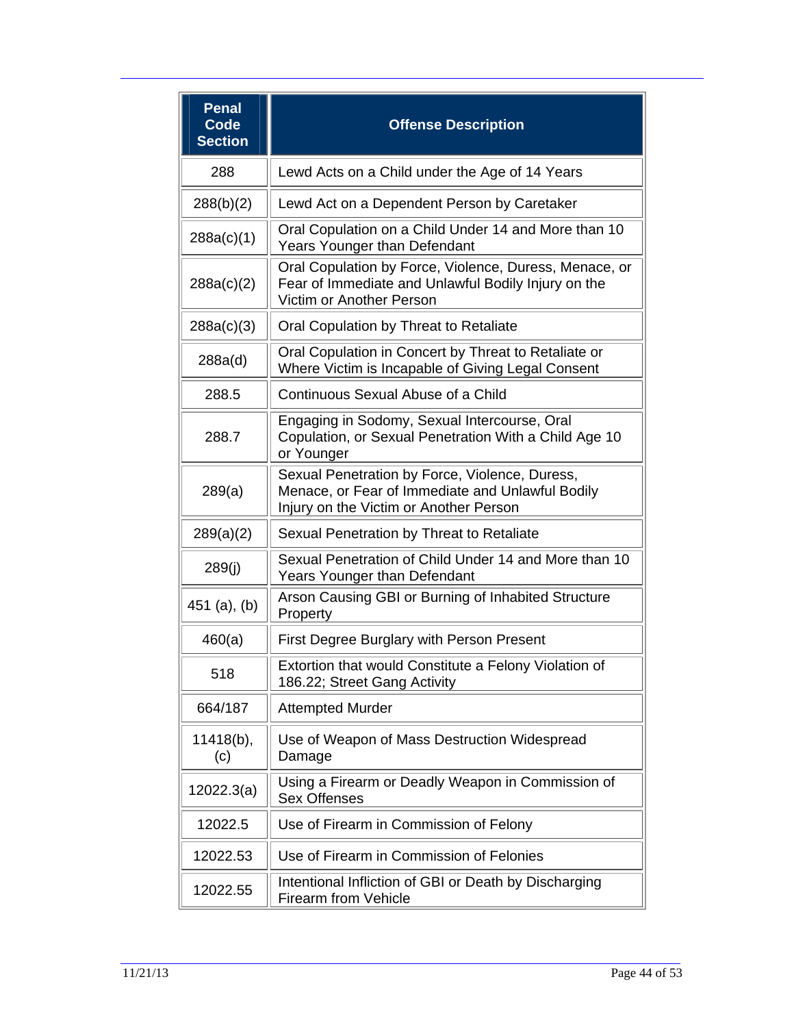| Penal Code Section | Offense Description |
|---|---|
| 288 | Lewd Acts on a Child under the Age of 14 Years |
| 288(b)(2) | Lewd Act on a Dependent Person by Caretaker |
| 288a(c)(1) | Oral Copulation on a Child Under 14 and More than 10 Years Younger than Defendant |
| 288a(c)(2) | Oral Copulation by Force, Violence, Duress, Menace, or Fear of Immediate and Unlawful Bodily Injury on the Victim or Another Person |
| 288a(c)(3) | Oral Copulation by Threat to Retaliate |
| 288a(d) | Oral Copulation in Concert by Threat to Retaliate or Where Victim is Incapable of Giving Legal Consent |
| 288.5 | Continuous Sexual Abuse of a Child |
| 288.7 | Engaging in Sodomy, Sexual Intercourse, Oral Copulation, or Sexual Penetration With a Child Age 10 or Younger |
| 289(a) | Sexual Penetration by Force, Violence, Duress, Menace, or Fear of Immediate and Unlawful Bodily Injury on the Victim or Another Person |
| 289(a)(2) | Sexual Penetration by Threat to Retaliate |
| 289(j) | Sexual Penetration of Child Under 14 and More than 10 Years Younger than Defendant |
| 451 (a), (b) | Arson Causing GBI or Burning of Inhabited Structure Property |
| 460(a) | First Degree Burglary with Person Present |
| 518 | Extortion that would Constitute a Felony Violation of 186.22; Street Gang Activity |
| 664/187 | Attempted Murder |
| 11418(b), (c) | Use of Weapon of Mass Destruction Widespread Damage |
| 12022.3(a) | Using a Firearm or Deadly Weapon in Commission of Sex Offenses |
| 12022.5 | Use of Firearm in Commission of Felony |
| 12022.53 | Use of Firearm in Commission of Felonies |
| 12022.55 | Intentional Infliction of GBI or Death by Discharging Firearm from Vehicle |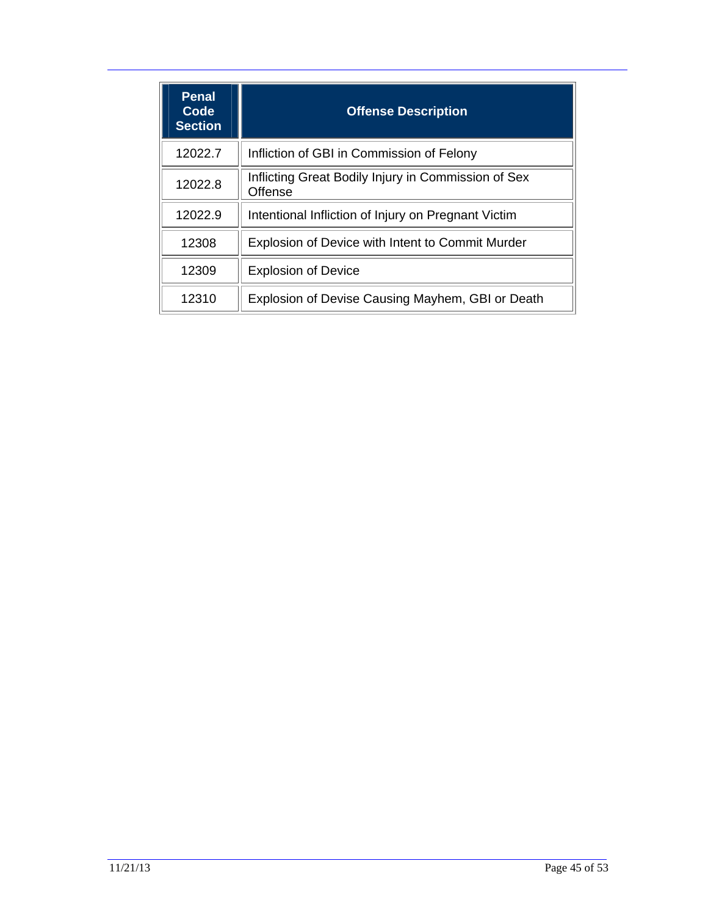| Penal Code Section | Offense Description |
|---|---|
| 12022.7 | Infliction of GBI in Commission of Felony |
| 12022.8 | Inflicting Great Bodily Injury in Commission of Sex Offense |
| 12022.9 | Intentional Infliction of Injury on Pregnant Victim |
| 12308 | Explosion of Device with Intent to Commit Murder |
| 12309 | Explosion of Device |
| 12310 | Explosion of Devise Causing Mayhem, GBI or Death |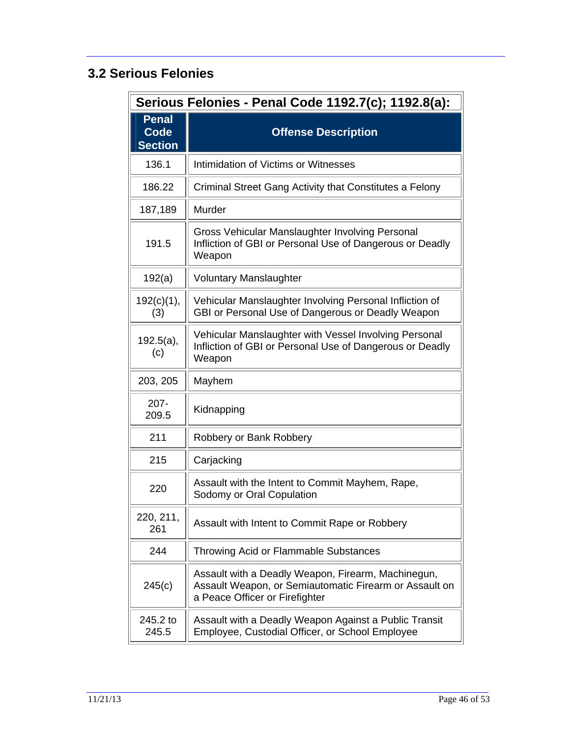## 3.2 Serious Felonies

| Serious Felonies - Penal Code 1192.7(c); 1192.8(a): | |
|---|---|
| **Penal Code Section** | **Offense Description** |
| 136.1 | Intimidation of Victims or Witnesses |
| 186.22 | Criminal Street Gang Activity that Constitutes a Felony |
| 187,189 | Murder |
| 191.5 | Gross Vehicular Manslaughter Involving Personal Infliction of GBI or Personal Use of Dangerous or Deadly Weapon |
| 192(a) | Voluntary Manslaughter |
| 192(c)(1), (3) | Vehicular Manslaughter Involving Personal Infliction of GBI or Personal Use of Dangerous or Deadly Weapon |
| 192.5(a), (c) | Vehicular Manslaughter with Vessel Involving Personal Infliction of GBI or Personal Use of Dangerous or Deadly Weapon |
| 203, 205 | Mayhem |
| 207-209.5 | Kidnapping |
| 211 | Robbery or Bank Robbery |
| 215 | Carjacking |
| 220 | Assault with the Intent to Commit Mayhem, Rape, Sodomy or Oral Copulation |
| 220, 211, 261 | Assault with Intent to Commit Rape or Robbery |
| 244 | Throwing Acid or Flammable Substances |
| 245(c) | Assault with a Deadly Weapon, Firearm, Machinegun, Assault Weapon, or Semiautomatic Firearm or Assault on a Peace Officer or Firefighter |
| 245.2 to 245.5 | Assault with a Deadly Weapon Against a Public Transit Employee, Custodial Officer, or School Employee |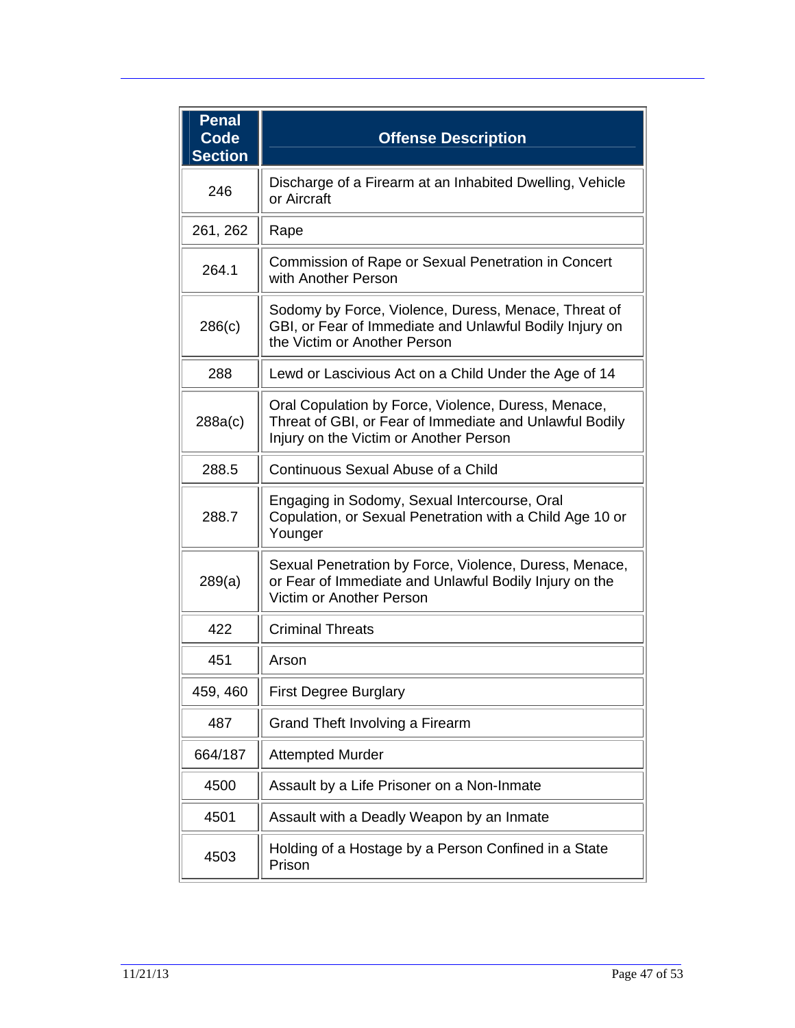| Penal Code Section | Offense Description |
|---|---|
| 246 | Discharge of a Firearm at an Inhabited Dwelling, Vehicle or Aircraft |
| 261, 262 | Rape |
| 264.1 | Commission of Rape or Sexual Penetration in Concert with Another Person |
| 286(c) | Sodomy by Force, Violence, Duress, Menace, Threat of GBI, or Fear of Immediate and Unlawful Bodily Injury on the Victim or Another Person |
| 288 | Lewd or Lascivious Act on a Child Under the Age of 14 |
| 288a(c) | Oral Copulation by Force, Violence, Duress, Menace, Threat of GBI, or Fear of Immediate and Unlawful Bodily Injury on the Victim or Another Person |
| 288.5 | Continuous Sexual Abuse of a Child |
| 288.7 | Engaging in Sodomy, Sexual Intercourse, Oral Copulation, or Sexual Penetration with a Child Age 10 or Younger |
| 289(a) | Sexual Penetration by Force, Violence, Duress, Menace, or Fear of Immediate and Unlawful Bodily Injury on the Victim or Another Person |
| 422 | Criminal Threats |
| 451 | Arson |
| 459, 460 | First Degree Burglary |
| 487 | Grand Theft Involving a Firearm |
| 664/187 | Attempted Murder |
| 4500 | Assault by a Life Prisoner on a Non-Inmate |
| 4501 | Assault with a Deadly Weapon by an Inmate |
| 4503 | Holding of a Hostage by a Person Confined in a State Prison |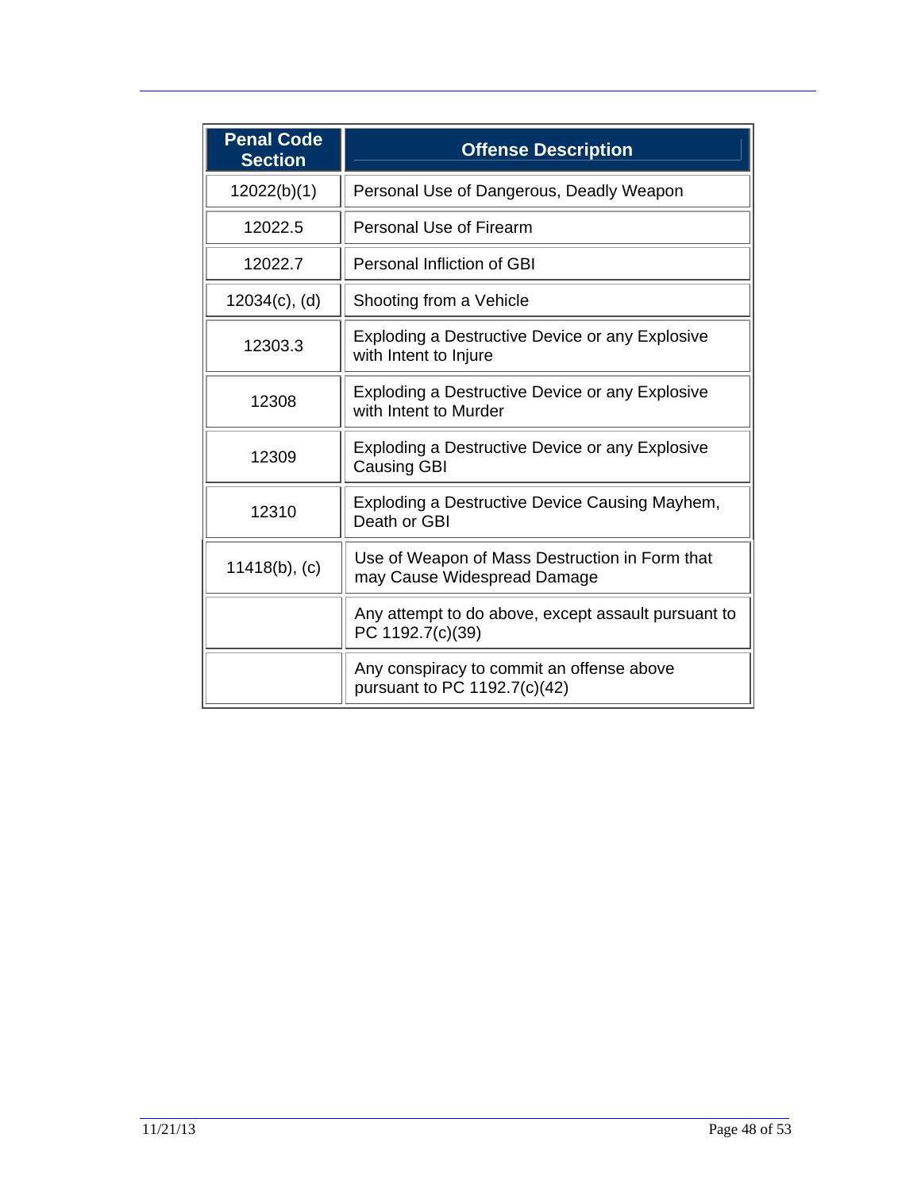| Penal Code Section | Offense Description |
|---|---|
| 12022(b)(1) | Personal Use of Dangerous, Deadly Weapon |
| 12022.5 | Personal Use of Firearm |
| 12022.7 | Personal Infliction of GBI |
| 12034(c), (d) | Shooting from a Vehicle |
| 12303.3 | Exploding a Destructive Device or any Explosive with Intent to Injure |
| 12308 | Exploding a Destructive Device or any Explosive with Intent to Murder |
| 12309 | Exploding a Destructive Device or any Explosive Causing GBI |
| 12310 | Exploding a Destructive Device Causing Mayhem, Death or GBI |
| 11418(b), (c) | Use of Weapon of Mass Destruction in Form that may Cause Widespread Damage |
| | Any attempt to do above, except assault pursuant to PC 1192.7(c)(39) |
| | Any conspiracy to commit an offense above pursuant to PC 1192.7(c)(42) |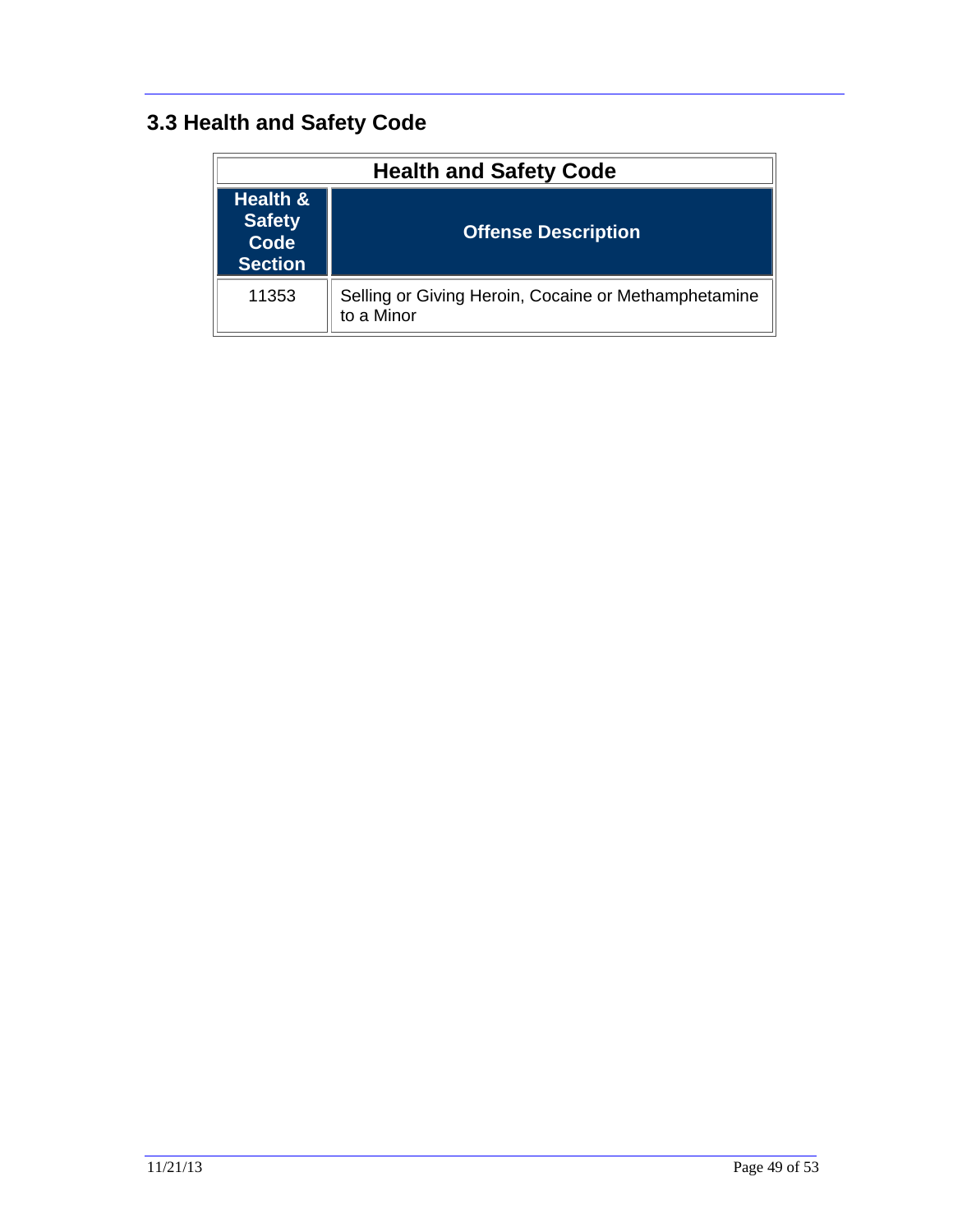## 3.3 Health and Safety Code

| Health and Safety Code | |
|---|---|
| **Health & Safety Code Section** | **Offense Description** |
| 11353 | Selling or Giving Heroin, Cocaine or Methamphetamine to a Minor |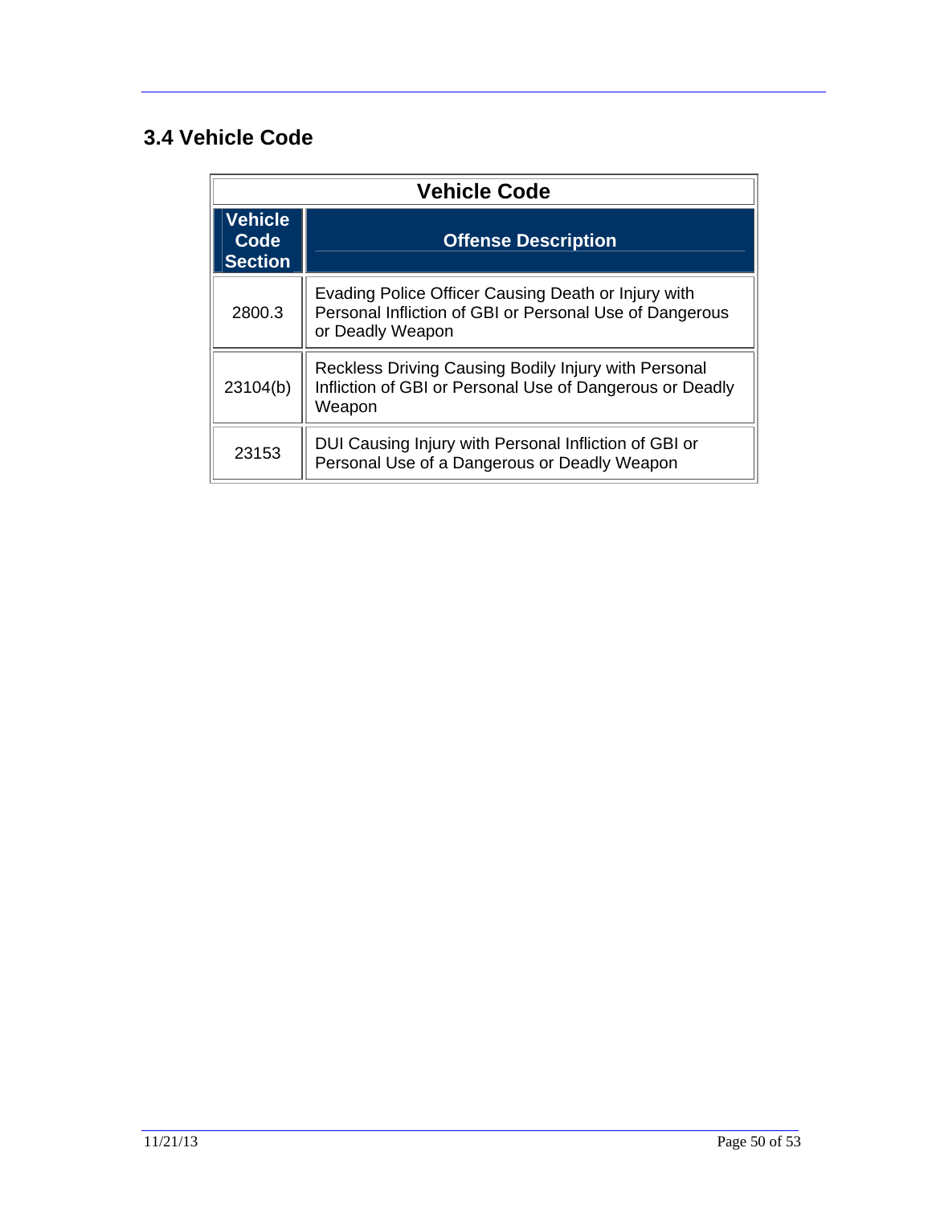## 3.4 Vehicle Code

| Vehicle Code | |
|---|---|
| **Vehicle Code Section** | **Offense Description** |
| 2800.3 | Evading Police Officer Causing Death or Injury with Personal Infliction of GBI or Personal Use of Dangerous or Deadly Weapon |
| 23104(b) | Reckless Driving Causing Bodily Injury with Personal Infliction of GBI or Personal Use of Dangerous or Deadly Weapon |
| 23153 | DUI Causing Injury with Personal Infliction of GBI or Personal Use of a Dangerous or Deadly Weapon |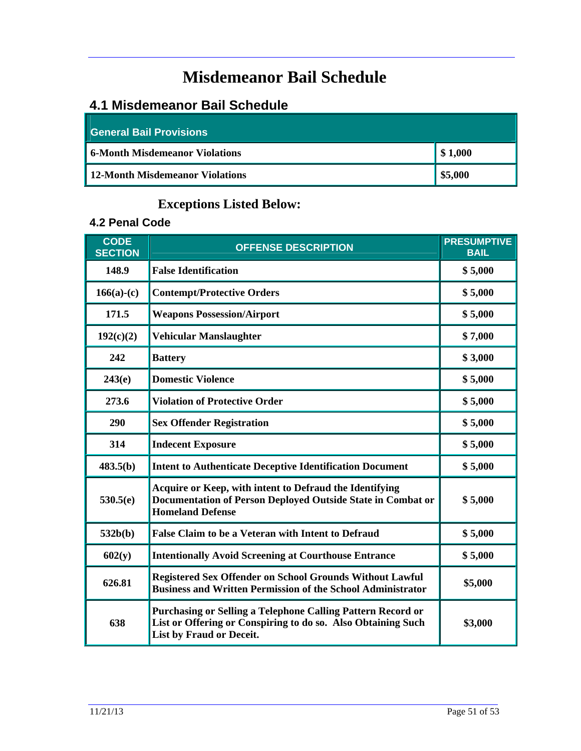# Misdemeanor Bail Schedule

## 4.1 Misdemeanor Bail Schedule

| General Bail Provisions | |
|---|---|
| **6-Month Misdemeanor Violations** | **$ 1,000** |
| **12-Month Misdemeanor Violations** | **$5,000** |

### Exceptions Listed Below:

## 4.2 Penal Code

| CODE SECTION | OFFENSE DESCRIPTION | PRESUMPTIVE BAIL |
|---|---|---|
| **148.9** | **False Identification** | **$ 5,000** |
| **166(a)-(c)** | **Contempt/Protective Orders** | **$ 5,000** |
| **171.5** | **Weapons Possession/Airport** | **$ 5,000** |
| **192(c)(2)** | **Vehicular Manslaughter** | **$ 7,000** |
| **242** | **Battery** | **$ 3,000** |
| **243(e)** | **Domestic Violence** | **$ 5,000** |
| **273.6** | **Violation of Protective Order** | **$ 5,000** |
| **290** | **Sex Offender Registration** | **$ 5,000** |
| **314** | **Indecent Exposure** | **$ 5,000** |
| **483.5(b)** | **Intent to Authenticate Deceptive Identification Document** | **$ 5,000** |
| **530.5(e)** | **Acquire or Keep, with intent to Defraud the Identifying Documentation of Person Deployed Outside State in Combat or Homeland Defense** | **$ 5,000** |
| **532b(b)** | **False Claim to be a Veteran with Intent to Defraud** | **$ 5,000** |
| **602(y)** | **Intentionally Avoid Screening at Courthouse Entrance** | **$ 5,000** |
| **626.81** | **Registered Sex Offender on School Grounds Without Lawful Business and Written Permission of the School Administrator** | **$5,000** |
| **638** | **Purchasing or Selling a Telephone Calling Pattern Record or List or Offering or Conspiring to do so. Also Obtaining Such List by Fraud or Deceit.** | **$3,000** |

11/21/13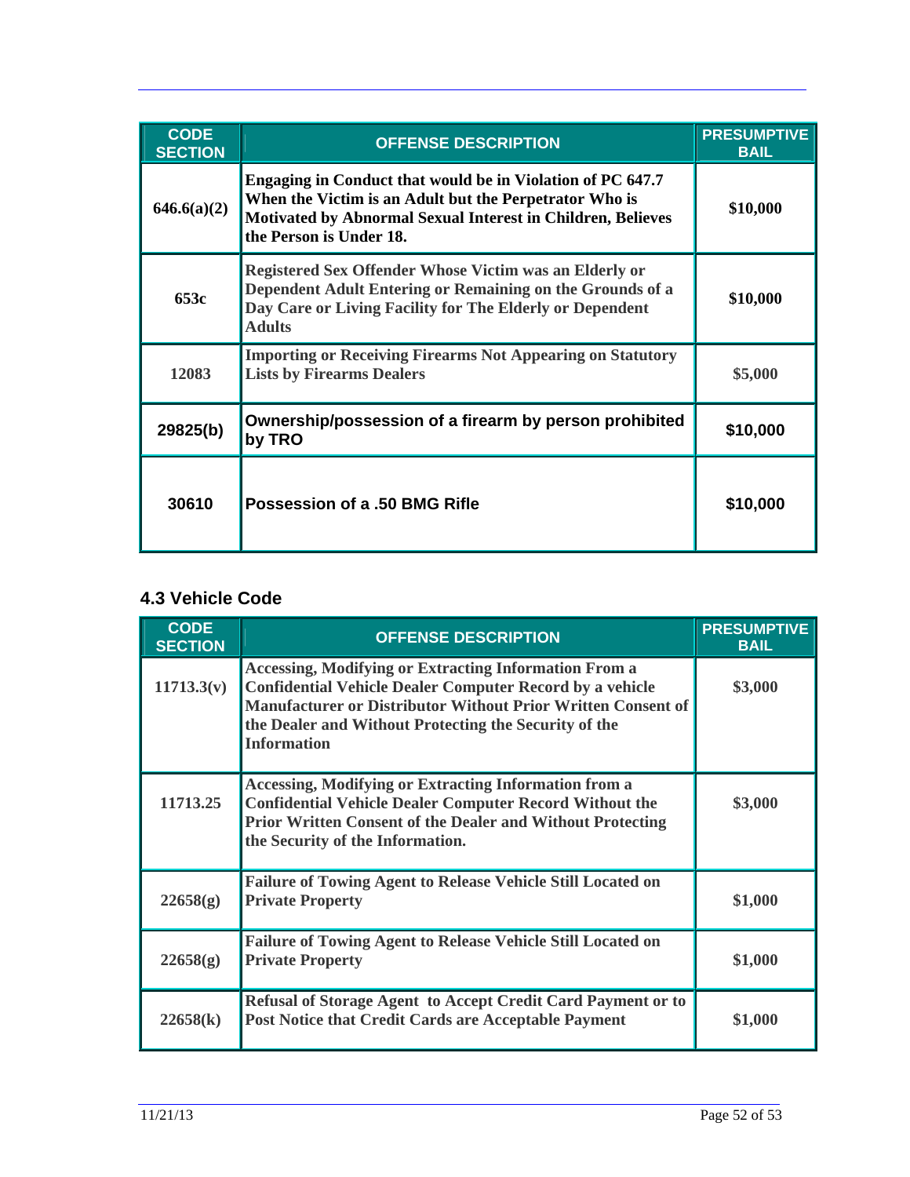| CODE SECTION | OFFENSE DESCRIPTION | PRESUMPTIVE BAIL |
|---|---|---|
| 646.6(a)(2) | Engaging in Conduct that would be in Violation of PC 647.7 When the Victim is an Adult but the Perpetrator Who is Motivated by Abnormal Sexual Interest in Children, Believes the Person is Under 18. | $10,000 |
| 653c | Registered Sex Offender Whose Victim was an Elderly or Dependent Adult Entering or Remaining on the Grounds of a Day Care or Living Facility for The Elderly or Dependent Adults | $10,000 |
| 12083 | Importing or Receiving Firearms Not Appearing on Statutory Lists by Firearms Dealers | $5,000 |
| 29825(b) | Ownership/possession of a firearm by person prohibited by TRO | $10,000 |
| 30610 | Possession of a .50 BMG Rifle | $10,000 |

### 4.3 Vehicle Code

| CODE SECTION | OFFENSE DESCRIPTION | PRESUMPTIVE BAIL |
|---|---|---|
| 11713.3(v) | Accessing, Modifying or Extracting Information From a Confidential Vehicle Dealer Computer Record by a vehicle Manufacturer or Distributor Without Prior Written Consent of the Dealer and Without Protecting the Security of the Information | $3,000 |
| 11713.25 | Accessing, Modifying or Extracting Information from a Confidential Vehicle Dealer Computer Record Without the Prior Written Consent of the Dealer and Without Protecting the Security of the Information. | $3,000 |
| 22658(g) | Failure of Towing Agent to Release Vehicle Still Located on Private Property | $1,000 |
| 22658(g) | Failure of Towing Agent to Release Vehicle Still Located on Private Property | $1,000 |
| 22658(k) | Refusal of Storage Agent to Accept Credit Card Payment or to Post Notice that Credit Cards are Acceptable Payment | $1,000 |

11/21/13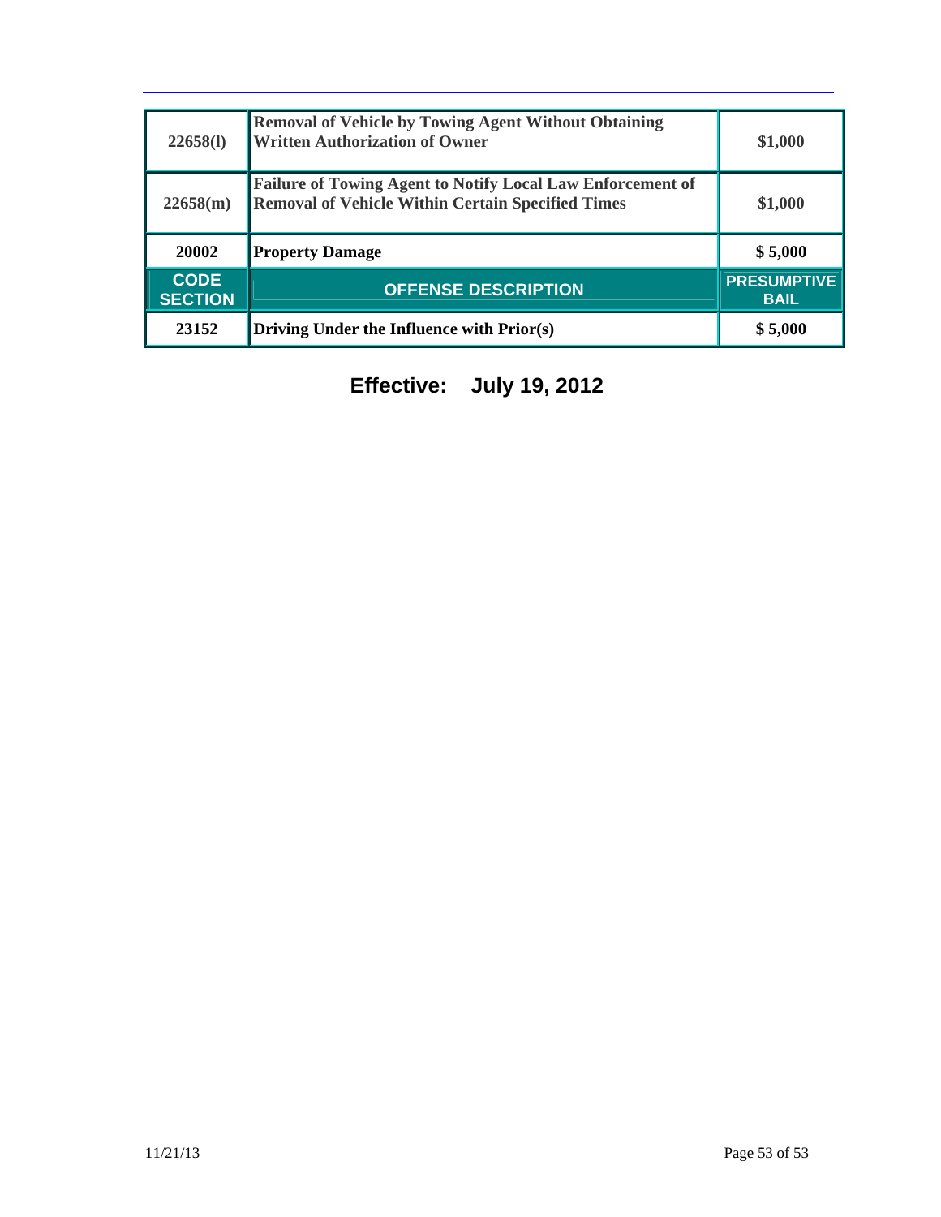| | | |
|---|---|---|
| **22658(l)** | **Removal of Vehicle by Towing Agent Without Obtaining Written Authorization of Owner** | **$1,000** |
| **22658(m)** | **Failure of Towing Agent to Notify Local Law Enforcement of Removal of Vehicle Within Certain Specified Times** | **$1,000** |
| **20002** | **Property Damage** | **$ 5,000** |
| **CODE SECTION** | **OFFENSE DESCRIPTION** | **PRESUMPTIVE BAIL** |
| **23152** | **Driving Under the Influence with Prior(s)** | **$ 5,000** |

**Effective: July 19, 2012**